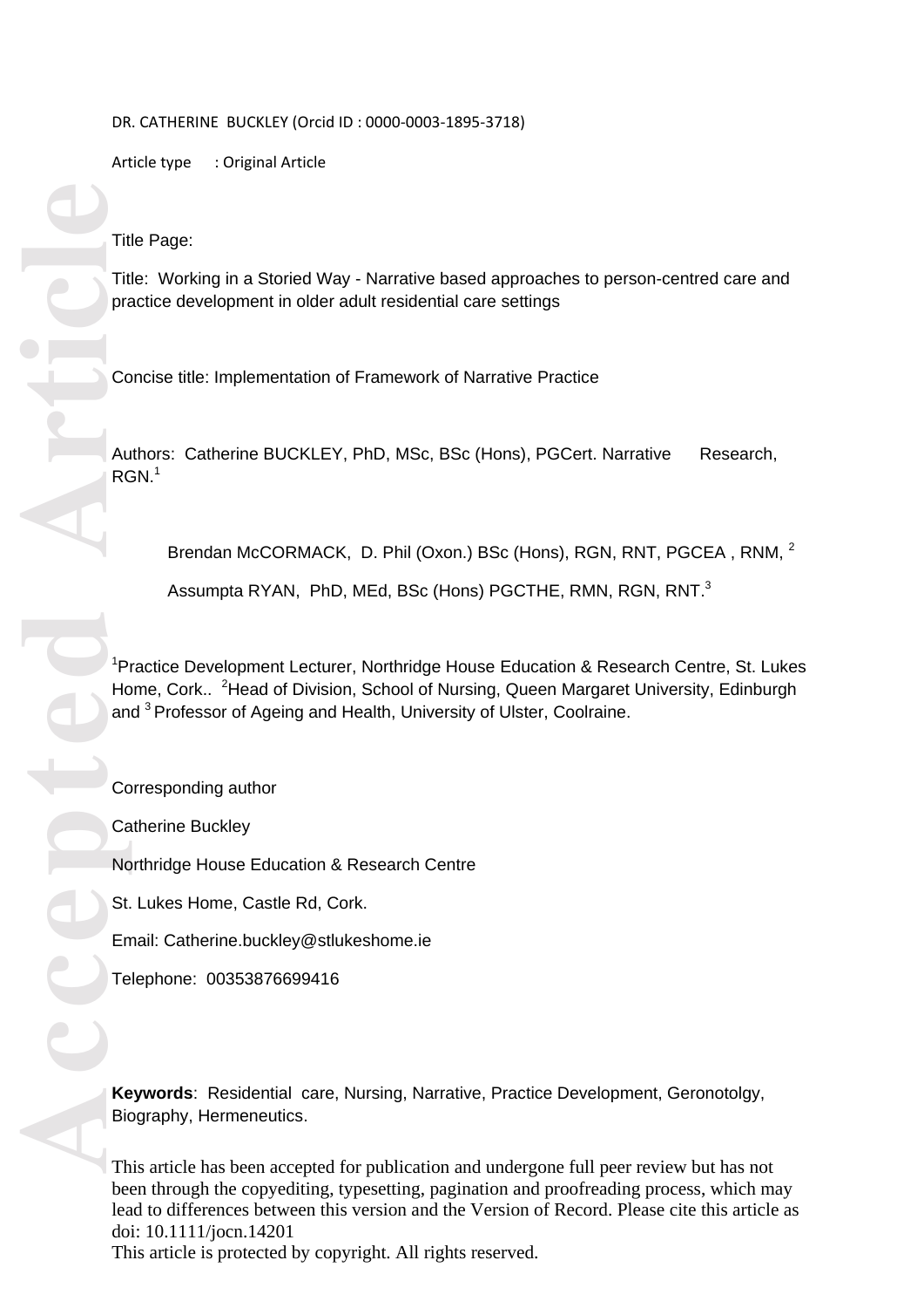DR. CATHERINE BUCKLEY (Orcid ID : 0000-0003-1895-3718)

Article type : Original Article

Title Page:

Title: Working in a Storied Way - Narrative based approaches to person-centred care and practice development in older adult residential care settings

Concise title: Implementation of Framework of Narrative Practice

Authors: Catherine BUCKLEY, PhD, MSc, BSc (Hons), PGCert. Narrative Research, RGN.[1]

Brendan McCORMACK, D. Phil (Oxon.) BSc (Hons), RGN, RNT, PGCEA , RNM, [2]

Assumpta RYAN, PhD, MEd, BSc (Hons) PGCTHE, RMN, RGN, RNT.[3]

[1]Practice Development Lecturer, Northridge House Education & Research Centre, St. Lukes Home, Cork.. [2]Head of Division, School of Nursing, Queen Margaret University, Edinburgh and [3] Professor of Ageing and Health, University of Ulster, Coolraine.

Corresponding author

Catherine Buckley

Northridge House Education & Research Centre

St. Lukes Home, Castle Rd, Cork.

Email: Catherine.buckley@stlukeshome.ie

Telephone: 00353876699416

**Keywords**: Residential care, Nursing, Narrative, Practice Development, Geronotolgy, Biography, Hermeneutics.

This article has been accepted for publication and undergone full peer review but has not been through the copyediting, typesetting, pagination and proofreading process, which may lead to differences between this version and the Version of Record. Please cite this article as doi: 10.1111/jocn.14201

This article is protected by copyright. All rights reserved.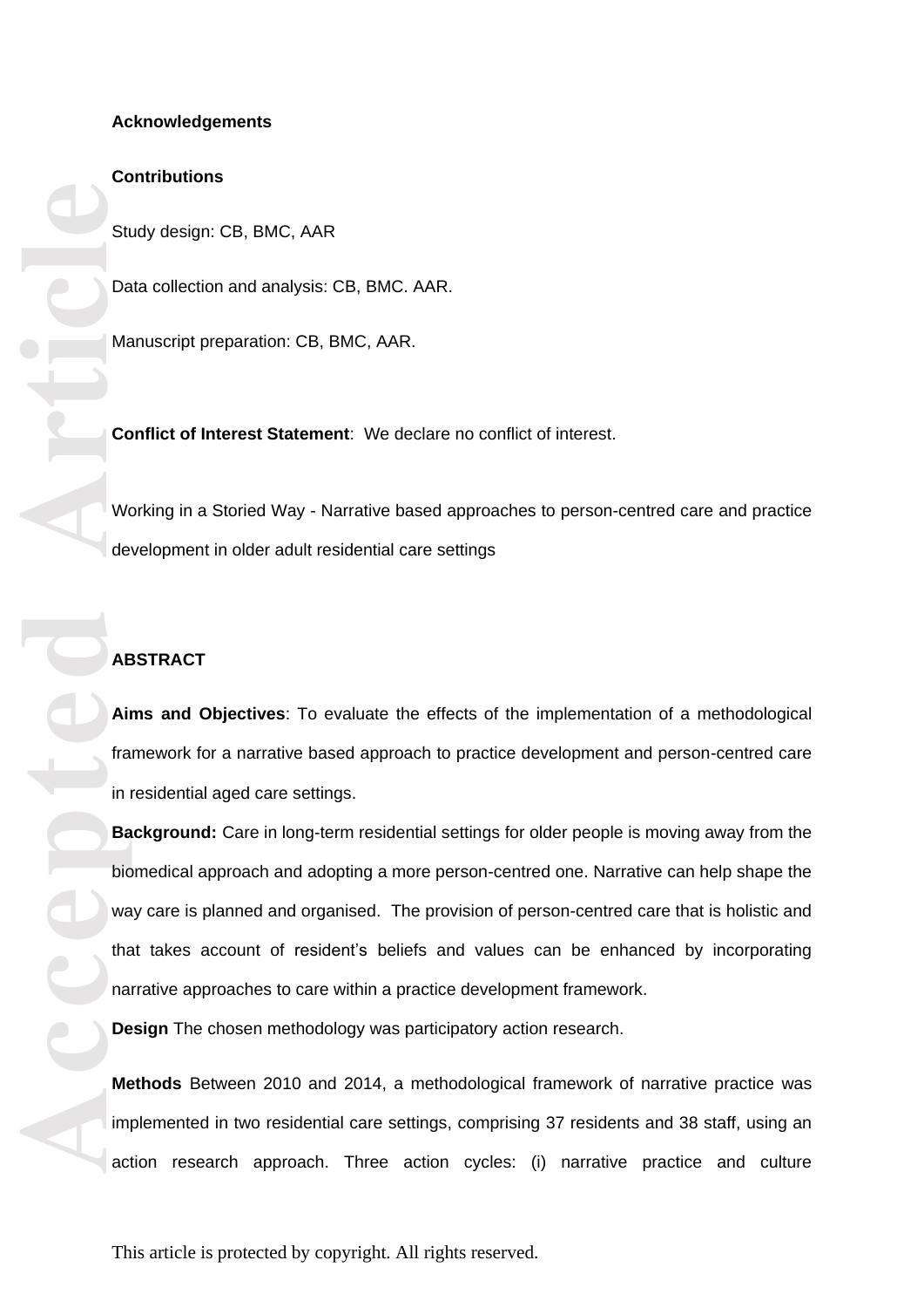**Acknowledgements**

**Contributions**

Study design: CB, BMC, AAR

Data collection and analysis: CB, BMC. AAR.

Manuscript preparation: CB, BMC, AAR.

**Conflict of Interest Statement**: We declare no conflict of interest.

Working in a Storied Way - Narrative based approaches to person-centred care and practice development in older adult residential care settings

**ABSTRACT**

**Aims and Objectives**: To evaluate the effects of the implementation of a methodological framework for a narrative based approach to practice development and person-centred care in residential aged care settings.

**Background:** Care in long-term residential settings for older people is moving away from the biomedical approach and adopting a more person-centred one. Narrative can help shape the way care is planned and organised. The provision of person-centred care that is holistic and that takes account of resident's beliefs and values can be enhanced by incorporating narrative approaches to care within a practice development framework.

**Design** The chosen methodology was participatory action research.

**Methods** Between 2010 and 2014, a methodological framework of narrative practice was implemented in two residential care settings, comprising 37 residents and 38 staff, using an action research approach. Three action cycles: (i) narrative practice and culture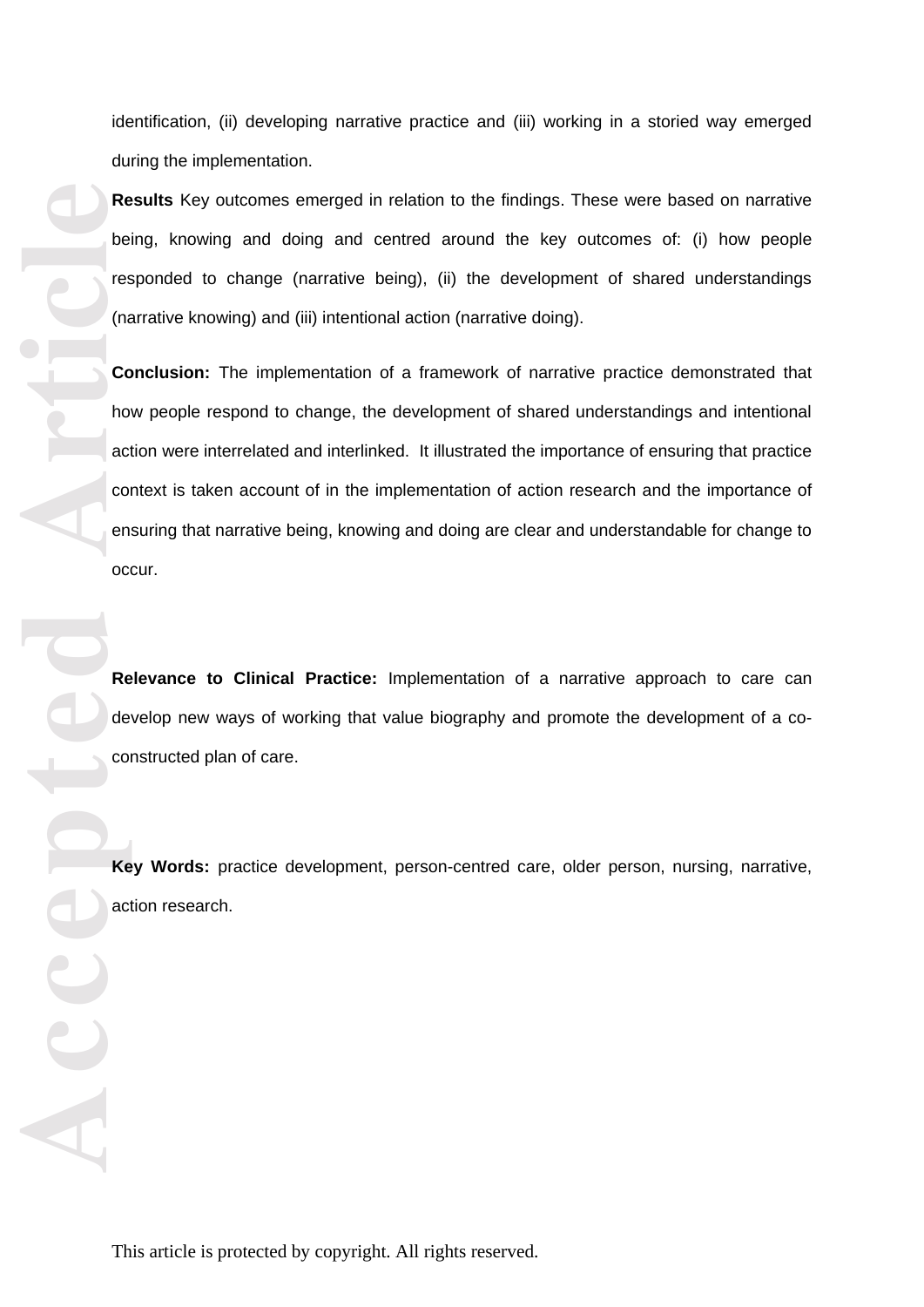identification, (ii) developing narrative practice and (iii) working in a storied way emerged during the implementation.

**Results** Key outcomes emerged in relation to the findings. These were based on narrative being, knowing and doing and centred around the key outcomes of: (i) how people responded to change (narrative being), (ii) the development of shared understandings (narrative knowing) and (iii) intentional action (narrative doing).

**Conclusion:** The implementation of a framework of narrative practice demonstrated that how people respond to change, the development of shared understandings and intentional action were interrelated and interlinked. It illustrated the importance of ensuring that practice context is taken account of in the implementation of action research and the importance of ensuring that narrative being, knowing and doing are clear and understandable for change to occur.

**Relevance to Clinical Practice:** Implementation of a narrative approach to care can develop new ways of working that value biography and promote the development of a co-constructed plan of care.

**Key Words:** practice development, person-centred care, older person, nursing, narrative, action research.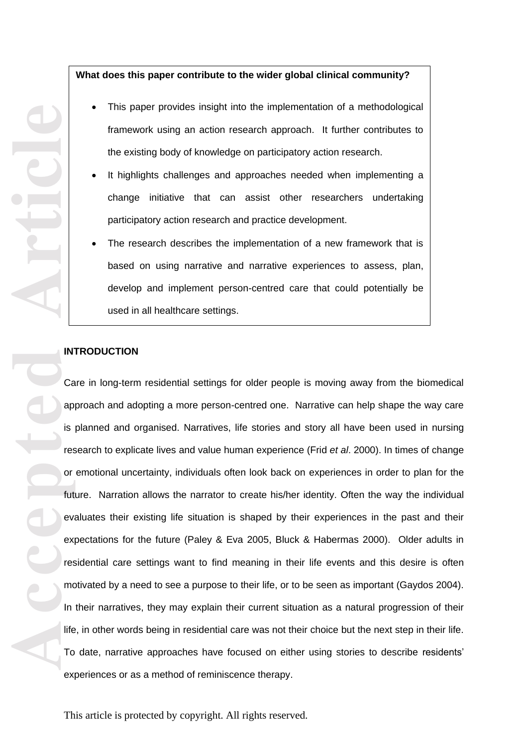**What does this paper contribute to the wider global clinical community?**

- This paper provides insight into the implementation of a methodological framework using an action research approach. It further contributes to the existing body of knowledge on participatory action research.
- It highlights challenges and approaches needed when implementing a change initiative that can assist other researchers undertaking participatory action research and practice development.
- The research describes the implementation of a new framework that is based on using narrative and narrative experiences to assess, plan, develop and implement person-centred care that could potentially be used in all healthcare settings.

## INTRODUCTION

Care in long-term residential settings for older people is moving away from the biomedical approach and adopting a more person-centred one. Narrative can help shape the way care is planned and organised. Narratives, life stories and story all have been used in nursing research to explicate lives and value human experience (Frid *et al*. 2000). In times of change or emotional uncertainty, individuals often look back on experiences in order to plan for the future. Narration allows the narrator to create his/her identity. Often the way the individual evaluates their existing life situation is shaped by their experiences in the past and their expectations for the future (Paley & Eva 2005, Bluck & Habermas 2000). Older adults in residential care settings want to find meaning in their life events and this desire is often motivated by a need to see a purpose to their life, or to be seen as important (Gaydos 2004). In their narratives, they may explain their current situation as a natural progression of their life, in other words being in residential care was not their choice but the next step in their life. To date, narrative approaches have focused on either using stories to describe residents' experiences or as a method of reminiscence therapy.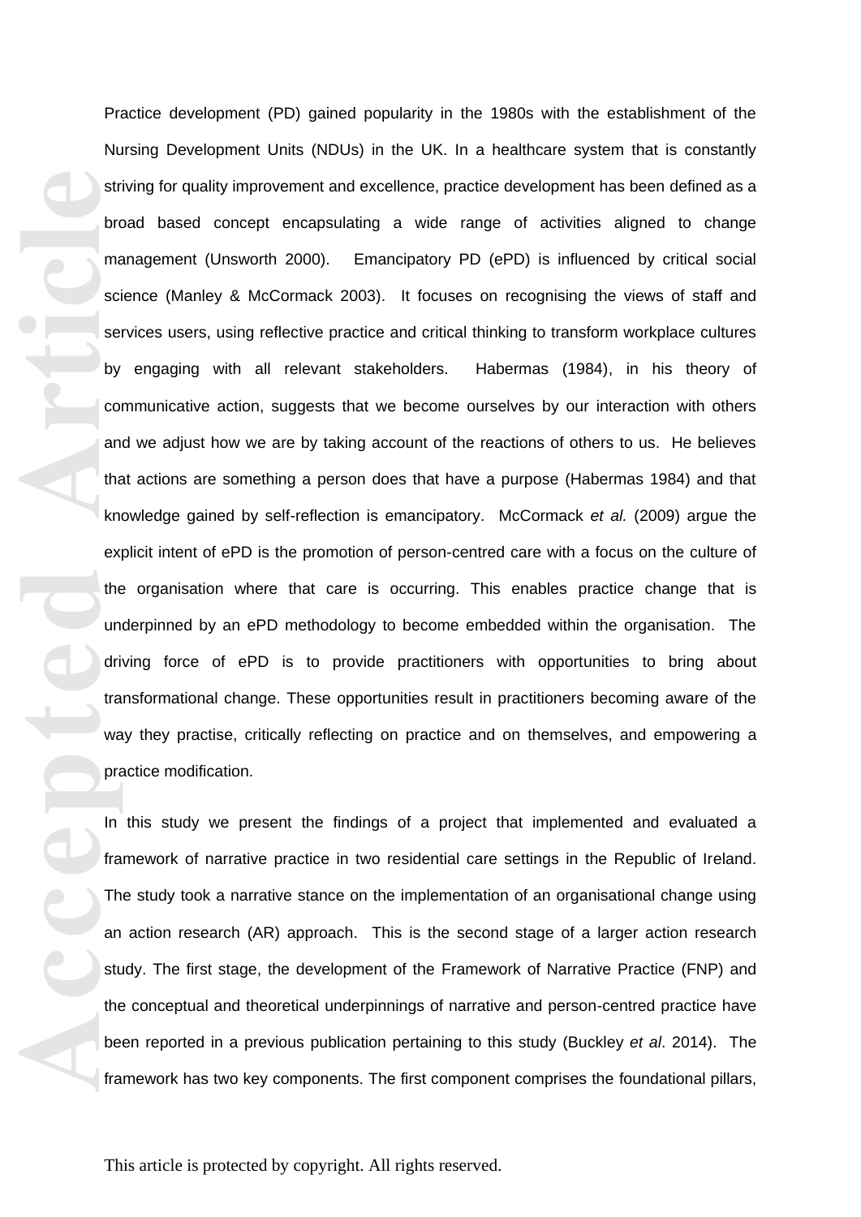Practice development (PD) gained popularity in the 1980s with the establishment of the Nursing Development Units (NDUs) in the UK. In a healthcare system that is constantly striving for quality improvement and excellence, practice development has been defined as a broad based concept encapsulating a wide range of activities aligned to change management (Unsworth 2000). Emancipatory PD (ePD) is influenced by critical social science (Manley & McCormack 2003). It focuses on recognising the views of staff and services users, using reflective practice and critical thinking to transform workplace cultures by engaging with all relevant stakeholders. Habermas (1984), in his theory of communicative action, suggests that we become ourselves by our interaction with others and we adjust how we are by taking account of the reactions of others to us. He believes that actions are something a person does that have a purpose (Habermas 1984) and that knowledge gained by self-reflection is emancipatory. McCormack *et al.* (2009) argue the explicit intent of ePD is the promotion of person-centred care with a focus on the culture of the organisation where that care is occurring. This enables practice change that is underpinned by an ePD methodology to become embedded within the organisation. The driving force of ePD is to provide practitioners with opportunities to bring about transformational change. These opportunities result in practitioners becoming aware of the way they practise, critically reflecting on practice and on themselves, and empowering a practice modification.

In this study we present the findings of a project that implemented and evaluated a framework of narrative practice in two residential care settings in the Republic of Ireland. The study took a narrative stance on the implementation of an organisational change using an action research (AR) approach. This is the second stage of a larger action research study. The first stage, the development of the Framework of Narrative Practice (FNP) and the conceptual and theoretical underpinnings of narrative and person-centred practice have been reported in a previous publication pertaining to this study (Buckley *et al*. 2014). The framework has two key components. The first component comprises the foundational pillars,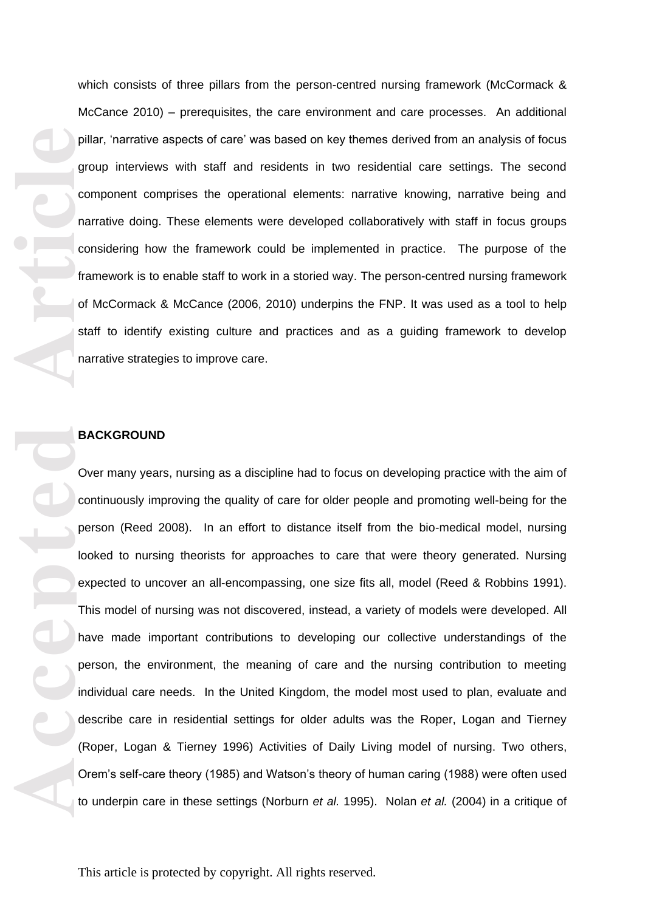which consists of three pillars from the person-centred nursing framework (McCormack & McCance 2010) – prerequisites, the care environment and care processes. An additional pillar, 'narrative aspects of care' was based on key themes derived from an analysis of focus group interviews with staff and residents in two residential care settings. The second component comprises the operational elements: narrative knowing, narrative being and narrative doing. These elements were developed collaboratively with staff in focus groups considering how the framework could be implemented in practice. The purpose of the framework is to enable staff to work in a storied way. The person-centred nursing framework of McCormack & McCance (2006, 2010) underpins the FNP. It was used as a tool to help staff to identify existing culture and practices and as a guiding framework to develop narrative strategies to improve care.

## BACKGROUND

Over many years, nursing as a discipline had to focus on developing practice with the aim of continuously improving the quality of care for older people and promoting well-being for the person (Reed 2008). In an effort to distance itself from the bio-medical model, nursing looked to nursing theorists for approaches to care that were theory generated. Nursing expected to uncover an all-encompassing, one size fits all, model (Reed & Robbins 1991). This model of nursing was not discovered, instead, a variety of models were developed. All have made important contributions to developing our collective understandings of the person, the environment, the meaning of care and the nursing contribution to meeting individual care needs. In the United Kingdom, the model most used to plan, evaluate and describe care in residential settings for older adults was the Roper, Logan and Tierney (Roper, Logan & Tierney 1996) Activities of Daily Living model of nursing. Two others, Orem's self-care theory (1985) and Watson's theory of human caring (1988) were often used to underpin care in these settings (Norburn *et al.* 1995). Nolan *et al.* (2004) in a critique of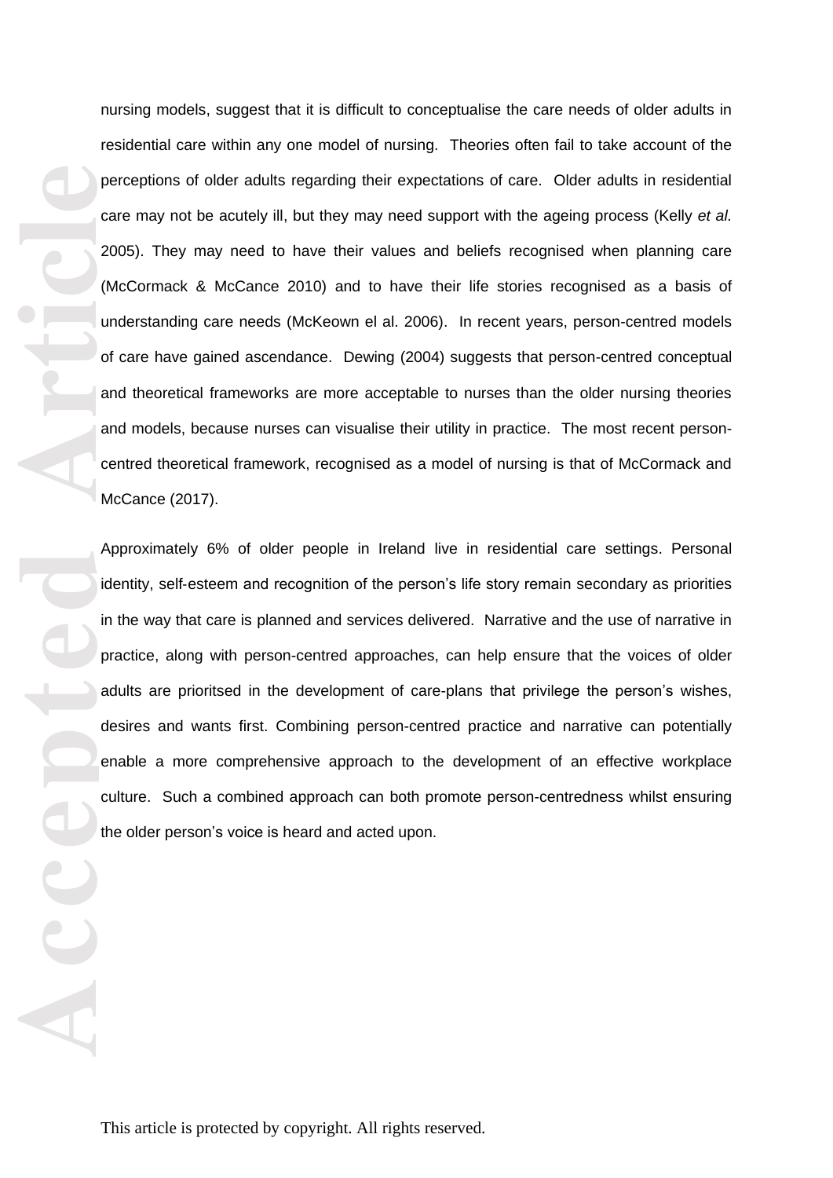nursing models, suggest that it is difficult to conceptualise the care needs of older adults in residential care within any one model of nursing. Theories often fail to take account of the perceptions of older adults regarding their expectations of care. Older adults in residential care may not be acutely ill, but they may need support with the ageing process (Kelly *et al.* 2005). They may need to have their values and beliefs recognised when planning care (McCormack & McCance 2010) and to have their life stories recognised as a basis of understanding care needs (McKeown el al. 2006). In recent years, person-centred models of care have gained ascendance. Dewing (2004) suggests that person-centred conceptual and theoretical frameworks are more acceptable to nurses than the older nursing theories and models, because nurses can visualise their utility in practice. The most recent person-centred theoretical framework, recognised as a model of nursing is that of McCormack and McCance (2017).

Approximately 6% of older people in Ireland live in residential care settings. Personal identity, self-esteem and recognition of the person's life story remain secondary as priorities in the way that care is planned and services delivered. Narrative and the use of narrative in practice, along with person-centred approaches, can help ensure that the voices of older adults are prioritsed in the development of care-plans that privilege the person's wishes, desires and wants first. Combining person-centred practice and narrative can potentially enable a more comprehensive approach to the development of an effective workplace culture. Such a combined approach can both promote person-centredness whilst ensuring the older person's voice is heard and acted upon.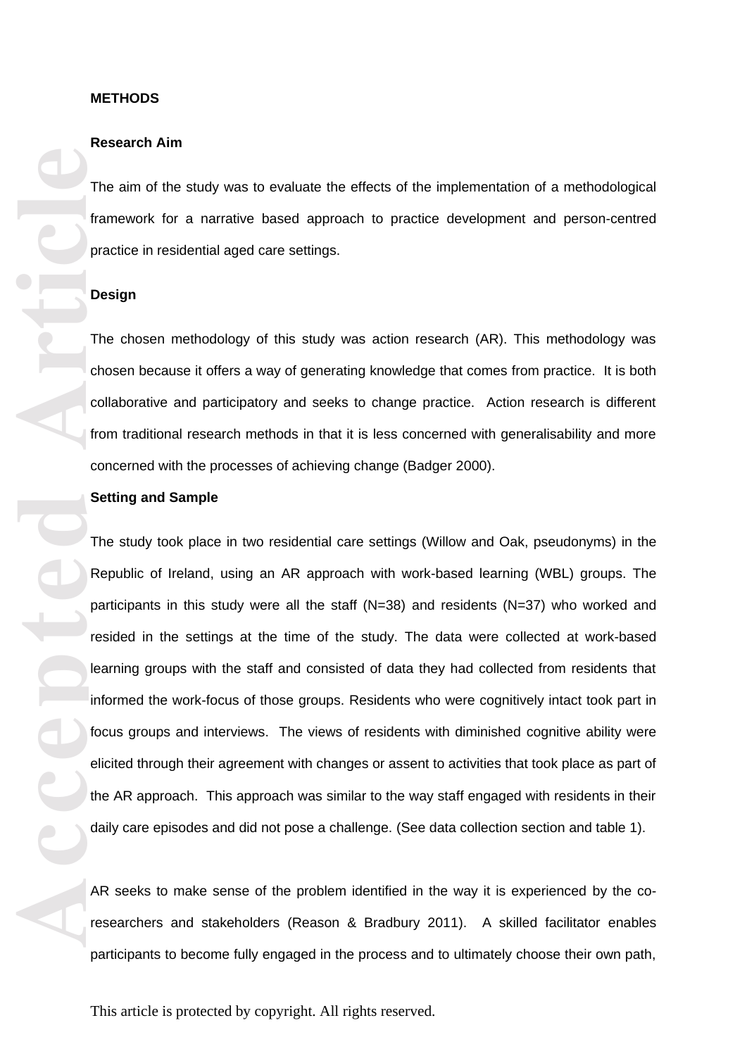**METHODS**

**Research Aim**

The aim of the study was to evaluate the effects of the implementation of a methodological framework for a narrative based approach to practice development and person-centred practice in residential aged care settings.

**Design**

The chosen methodology of this study was action research (AR). This methodology was chosen because it offers a way of generating knowledge that comes from practice. It is both collaborative and participatory and seeks to change practice. Action research is different from traditional research methods in that it is less concerned with generalisability and more concerned with the processes of achieving change (Badger 2000).

**Setting and Sample**

The study took place in two residential care settings (Willow and Oak, pseudonyms) in the Republic of Ireland, using an AR approach with work-based learning (WBL) groups. The participants in this study were all the staff (N=38) and residents (N=37) who worked and resided in the settings at the time of the study. The data were collected at work-based learning groups with the staff and consisted of data they had collected from residents that informed the work-focus of those groups. Residents who were cognitively intact took part in focus groups and interviews. The views of residents with diminished cognitive ability were elicited through their agreement with changes or assent to activities that took place as part of the AR approach. This approach was similar to the way staff engaged with residents in their daily care episodes and did not pose a challenge. (See data collection section and table 1).

AR seeks to make sense of the problem identified in the way it is experienced by the co-researchers and stakeholders (Reason & Bradbury 2011). A skilled facilitator enables participants to become fully engaged in the process and to ultimately choose their own path,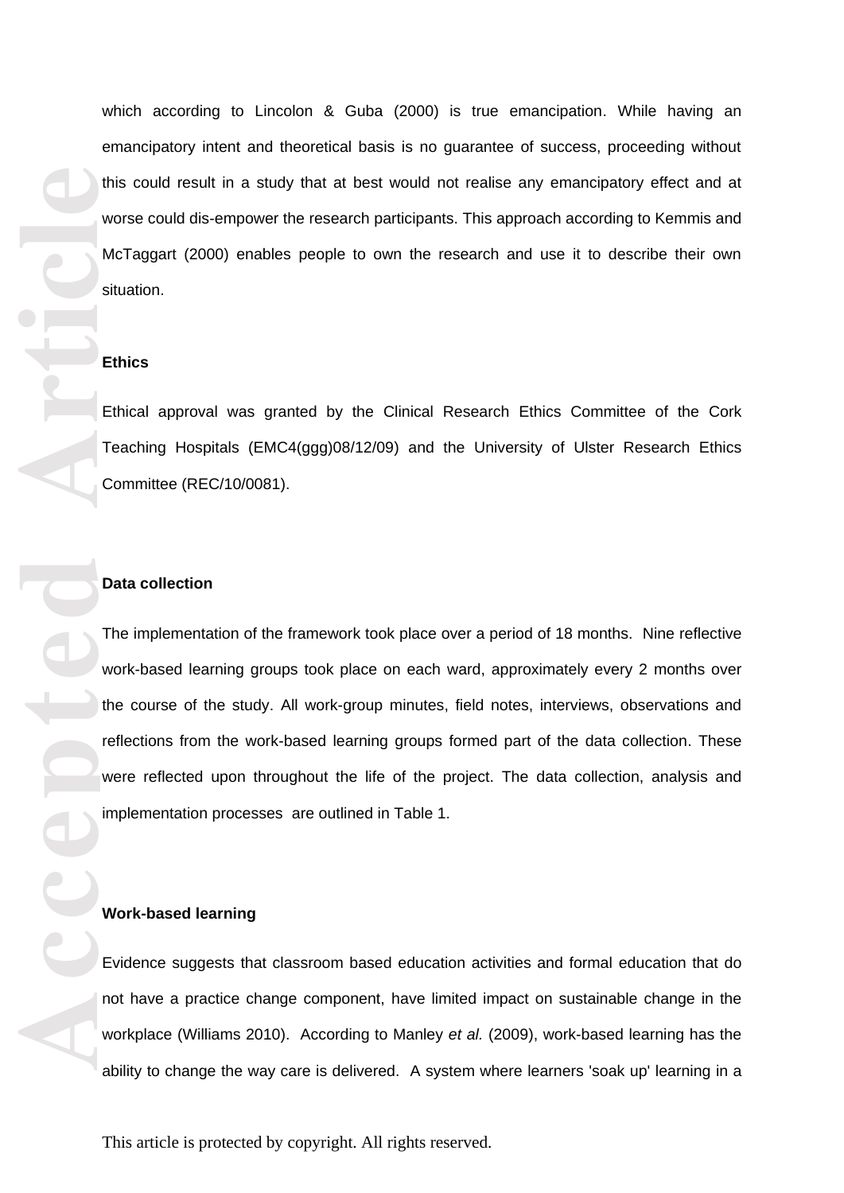which according to Lincolon & Guba (2000) is true emancipation. While having an emancipatory intent and theoretical basis is no guarantee of success, proceeding without this could result in a study that at best would not realise any emancipatory effect and at worse could dis-empower the research participants. This approach according to Kemmis and McTaggart (2000) enables people to own the research and use it to describe their own situation.

**Ethics**

Ethical approval was granted by the Clinical Research Ethics Committee of the Cork Teaching Hospitals (EMC4(ggg)08/12/09) and the University of Ulster Research Ethics Committee (REC/10/0081).

**Data collection**

The implementation of the framework took place over a period of 18 months. Nine reflective work-based learning groups took place on each ward, approximately every 2 months over the course of the study. All work-group minutes, field notes, interviews, observations and reflections from the work-based learning groups formed part of the data collection. These were reflected upon throughout the life of the project. The data collection, analysis and implementation processes are outlined in Table 1.

**Work-based learning**

Evidence suggests that classroom based education activities and formal education that do not have a practice change component, have limited impact on sustainable change in the workplace (Williams 2010). According to Manley *et al.* (2009), work-based learning has the ability to change the way care is delivered. A system where learners 'soak up' learning in a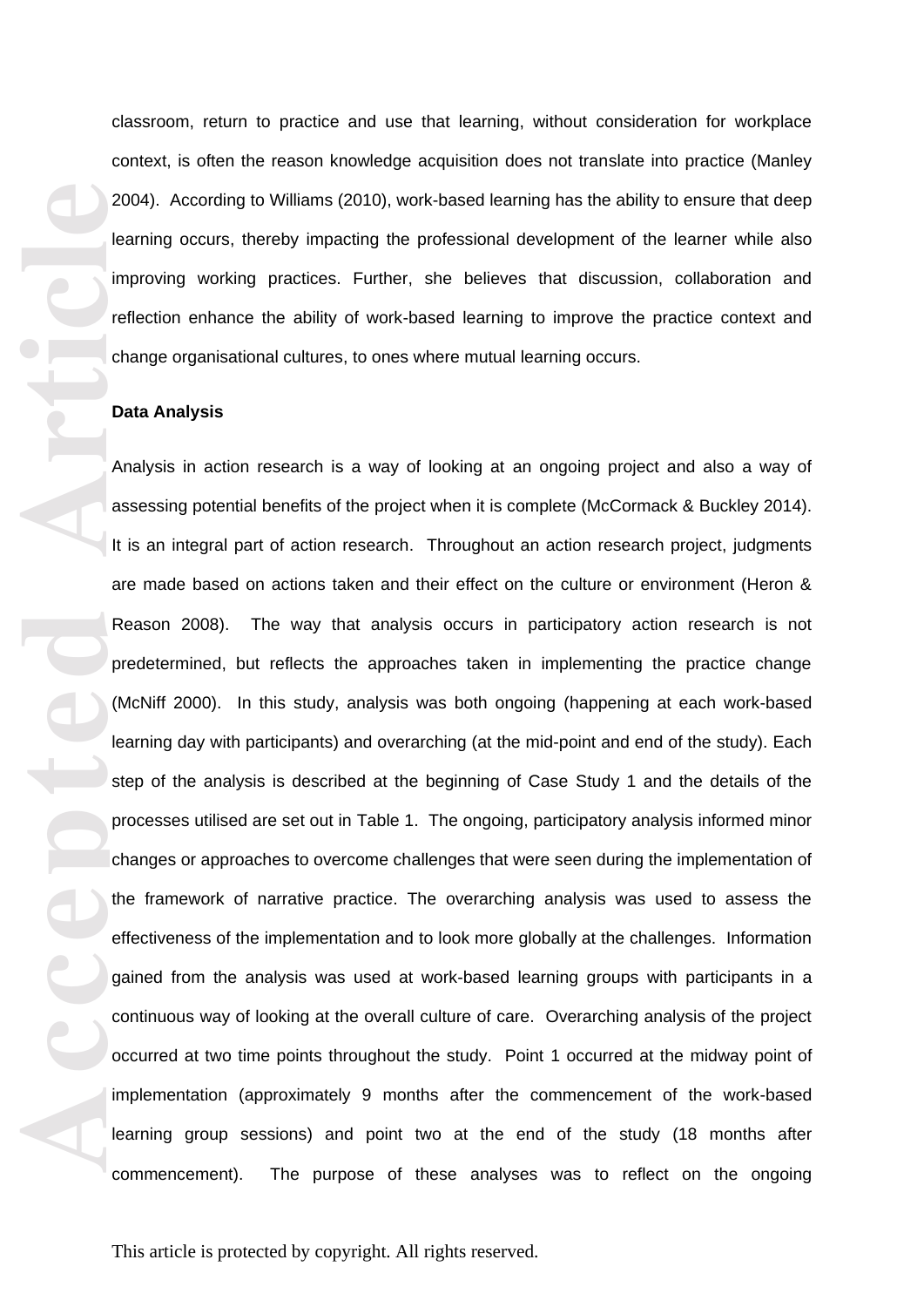classroom, return to practice and use that learning, without consideration for workplace context, is often the reason knowledge acquisition does not translate into practice (Manley 2004). According to Williams (2010), work-based learning has the ability to ensure that deep learning occurs, thereby impacting the professional development of the learner while also improving working practices. Further, she believes that discussion, collaboration and reflection enhance the ability of work-based learning to improve the practice context and change organisational cultures, to ones where mutual learning occurs.

**Data Analysis**

Analysis in action research is a way of looking at an ongoing project and also a way of assessing potential benefits of the project when it is complete (McCormack & Buckley 2014). It is an integral part of action research. Throughout an action research project, judgments are made based on actions taken and their effect on the culture or environment (Heron & Reason 2008). The way that analysis occurs in participatory action research is not predetermined, but reflects the approaches taken in implementing the practice change (McNiff 2000). In this study, analysis was both ongoing (happening at each work-based learning day with participants) and overarching (at the mid-point and end of the study). Each step of the analysis is described at the beginning of Case Study 1 and the details of the processes utilised are set out in Table 1. The ongoing, participatory analysis informed minor changes or approaches to overcome challenges that were seen during the implementation of the framework of narrative practice. The overarching analysis was used to assess the effectiveness of the implementation and to look more globally at the challenges. Information gained from the analysis was used at work-based learning groups with participants in a continuous way of looking at the overall culture of care. Overarching analysis of the project occurred at two time points throughout the study. Point 1 occurred at the midway point of implementation (approximately 9 months after the commencement of the work-based learning group sessions) and point two at the end of the study (18 months after commencement). The purpose of these analyses was to reflect on the ongoing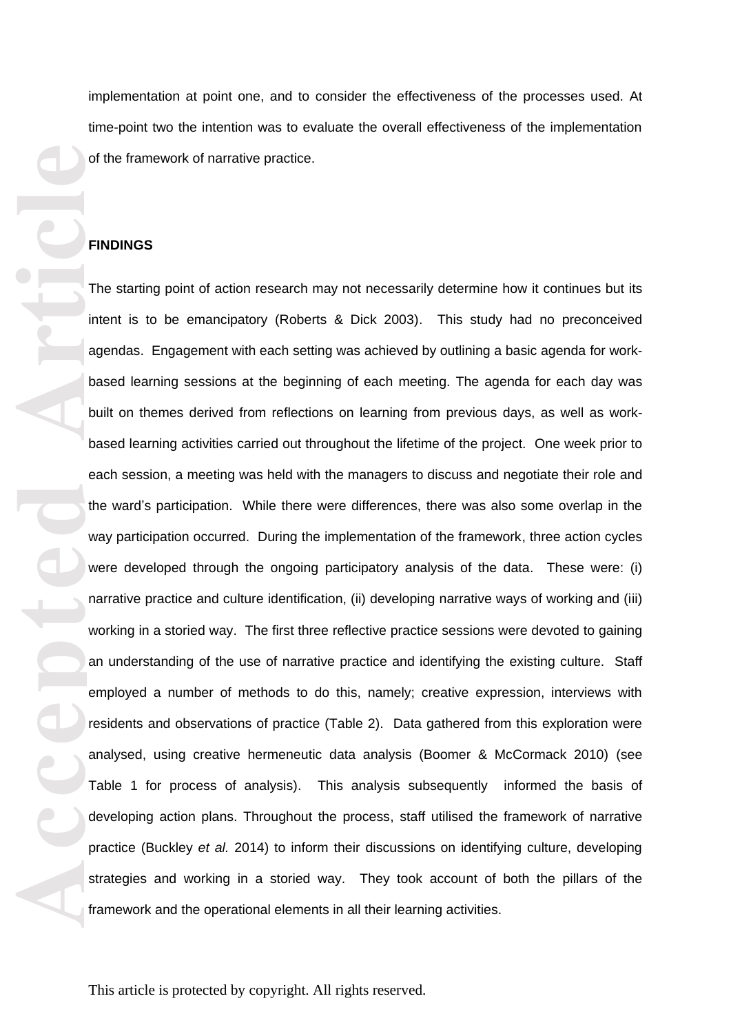implementation at point one, and to consider the effectiveness of the processes used. At time-point two the intention was to evaluate the overall effectiveness of the implementation of the framework of narrative practice.

## FINDINGS

The starting point of action research may not necessarily determine how it continues but its intent is to be emancipatory (Roberts & Dick 2003). This study had no preconceived agendas. Engagement with each setting was achieved by outlining a basic agenda for work-based learning sessions at the beginning of each meeting. The agenda for each day was built on themes derived from reflections on learning from previous days, as well as work-based learning activities carried out throughout the lifetime of the project. One week prior to each session, a meeting was held with the managers to discuss and negotiate their role and the ward's participation. While there were differences, there was also some overlap in the way participation occurred. During the implementation of the framework, three action cycles were developed through the ongoing participatory analysis of the data. These were: (i) narrative practice and culture identification, (ii) developing narrative ways of working and (iii) working in a storied way. The first three reflective practice sessions were devoted to gaining an understanding of the use of narrative practice and identifying the existing culture. Staff employed a number of methods to do this, namely; creative expression, interviews with residents and observations of practice (Table 2). Data gathered from this exploration were analysed, using creative hermeneutic data analysis (Boomer & McCormack 2010) (see Table 1 for process of analysis). This analysis subsequently informed the basis of developing action plans. Throughout the process, staff utilised the framework of narrative practice (Buckley *et al.* 2014) to inform their discussions on identifying culture, developing strategies and working in a storied way. They took account of both the pillars of the framework and the operational elements in all their learning activities.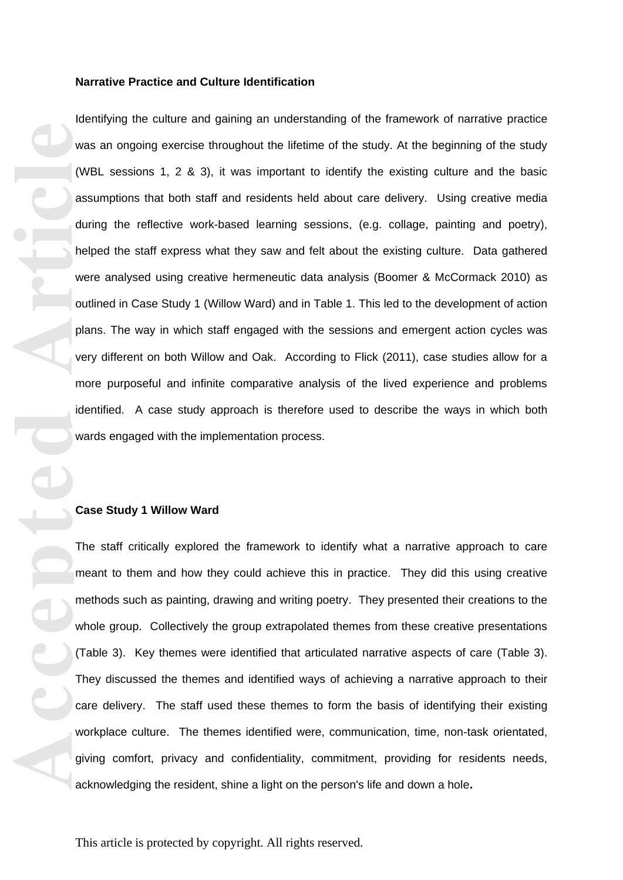**Narrative Practice and Culture Identification**

Identifying the culture and gaining an understanding of the framework of narrative practice was an ongoing exercise throughout the lifetime of the study. At the beginning of the study (WBL sessions 1, 2 & 3), it was important to identify the existing culture and the basic assumptions that both staff and residents held about care delivery. Using creative media during the reflective work-based learning sessions, (e.g. collage, painting and poetry), helped the staff express what they saw and felt about the existing culture. Data gathered were analysed using creative hermeneutic data analysis (Boomer & McCormack 2010) as outlined in Case Study 1 (Willow Ward) and in Table 1. This led to the development of action plans. The way in which staff engaged with the sessions and emergent action cycles was very different on both Willow and Oak. According to Flick (2011), case studies allow for a more purposeful and infinite comparative analysis of the lived experience and problems identified. A case study approach is therefore used to describe the ways in which both wards engaged with the implementation process.

**Case Study 1 Willow Ward**

The staff critically explored the framework to identify what a narrative approach to care meant to them and how they could achieve this in practice. They did this using creative methods such as painting, drawing and writing poetry. They presented their creations to the whole group. Collectively the group extrapolated themes from these creative presentations (Table 3). Key themes were identified that articulated narrative aspects of care (Table 3). They discussed the themes and identified ways of achieving a narrative approach to their care delivery. The staff used these themes to form the basis of identifying their existing workplace culture. The themes identified were, communication, time, non-task orientated, giving comfort, privacy and confidentiality, commitment, providing for residents needs, acknowledging the resident, shine a light on the person's life and down a hole**.**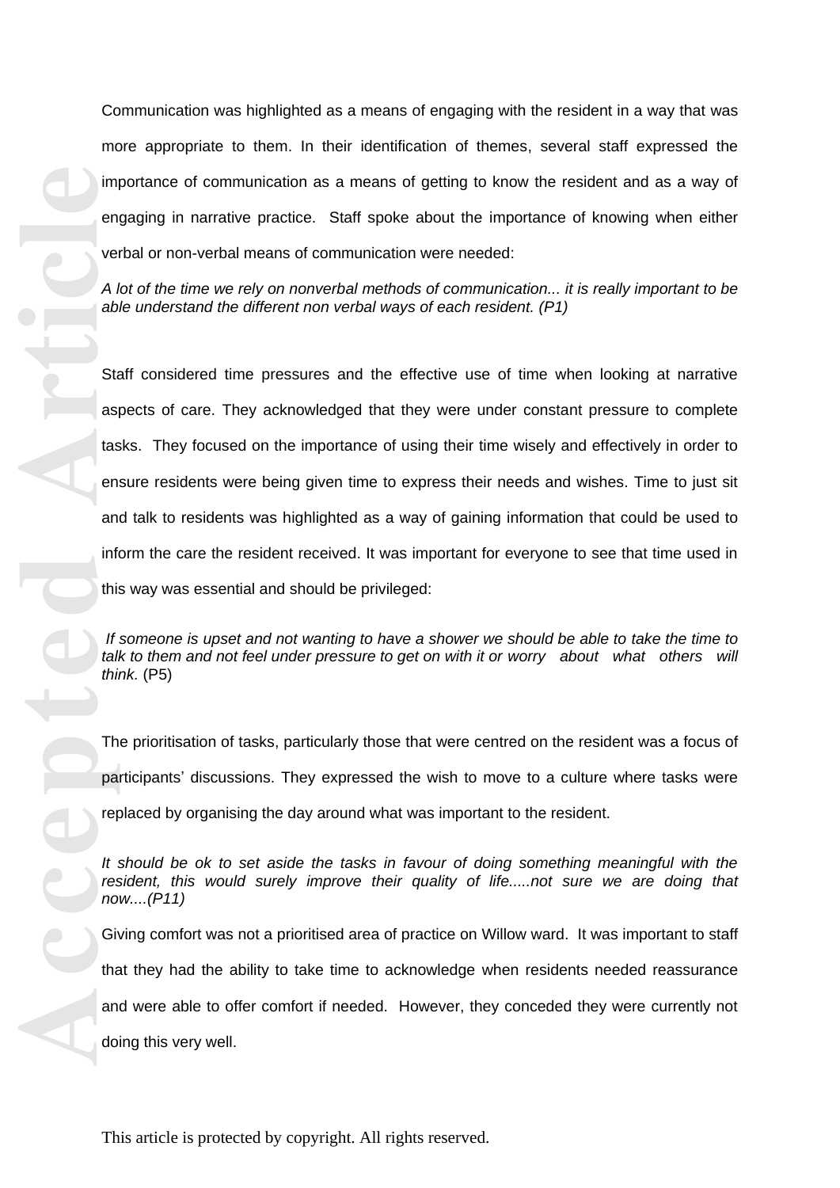Communication was highlighted as a means of engaging with the resident in a way that was more appropriate to them. In their identification of themes, several staff expressed the importance of communication as a means of getting to know the resident and as a way of engaging in narrative practice. Staff spoke about the importance of knowing when either verbal or non-verbal means of communication were needed:

*A lot of the time we rely on nonverbal methods of communication... it is really important to be able understand the different non verbal ways of each resident. (P1)*

Staff considered time pressures and the effective use of time when looking at narrative aspects of care. They acknowledged that they were under constant pressure to complete tasks. They focused on the importance of using their time wisely and effectively in order to ensure residents were being given time to express their needs and wishes. Time to just sit and talk to residents was highlighted as a way of gaining information that could be used to inform the care the resident received. It was important for everyone to see that time used in this way was essential and should be privileged:

*If someone is upset and not wanting to have a shower we should be able to take the time to talk to them and not feel under pressure to get on with it or worry about what others will think.* (P5)

The prioritisation of tasks, particularly those that were centred on the resident was a focus of participants' discussions. They expressed the wish to move to a culture where tasks were replaced by organising the day around what was important to the resident.

*It should be ok to set aside the tasks in favour of doing something meaningful with the resident, this would surely improve their quality of life.....not sure we are doing that now....(P11)*

Giving comfort was not a prioritised area of practice on Willow ward. It was important to staff that they had the ability to take time to acknowledge when residents needed reassurance and were able to offer comfort if needed. However, they conceded they were currently not doing this very well.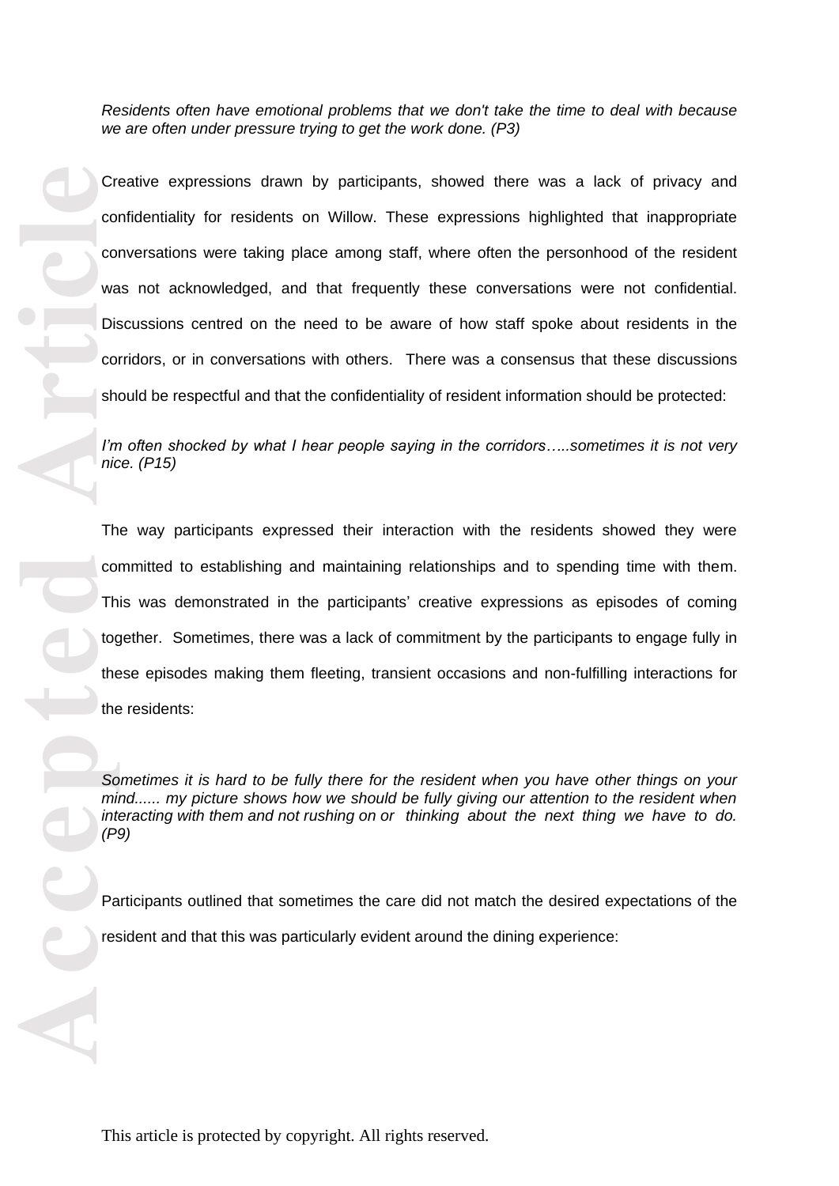*Residents often have emotional problems that we don't take the time to deal with because we are often under pressure trying to get the work done. (P3)*

Creative expressions drawn by participants, showed there was a lack of privacy and confidentiality for residents on Willow. These expressions highlighted that inappropriate conversations were taking place among staff, where often the personhood of the resident was not acknowledged, and that frequently these conversations were not confidential. Discussions centred on the need to be aware of how staff spoke about residents in the corridors, or in conversations with others. There was a consensus that these discussions should be respectful and that the confidentiality of resident information should be protected:

*I'm often shocked by what I hear people saying in the corridors…..sometimes it is not very nice. (P15)*

The way participants expressed their interaction with the residents showed they were committed to establishing and maintaining relationships and to spending time with them. This was demonstrated in the participants' creative expressions as episodes of coming together. Sometimes, there was a lack of commitment by the participants to engage fully in these episodes making them fleeting, transient occasions and non-fulfilling interactions for the residents:

*Sometimes it is hard to be fully there for the resident when you have other things on your mind...... my picture shows how we should be fully giving our attention to the resident when interacting with them and not rushing on or thinking about the next thing we have to do. (P9)*

Participants outlined that sometimes the care did not match the desired expectations of the resident and that this was particularly evident around the dining experience: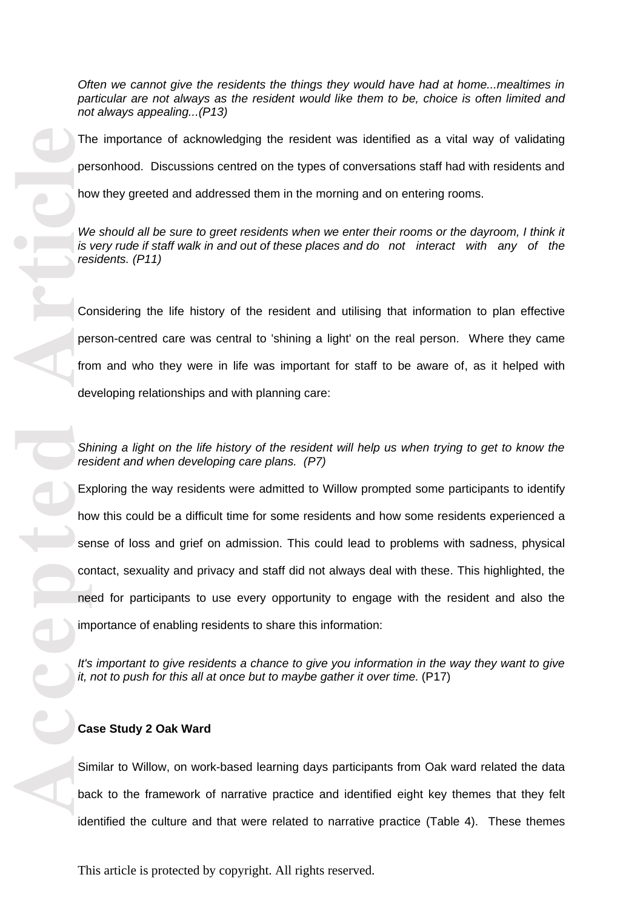*Often we cannot give the residents the things they would have had at home...mealtimes in particular are not always as the resident would like them to be, choice is often limited and not always appealing...(P13)*

The importance of acknowledging the resident was identified as a vital way of validating personhood. Discussions centred on the types of conversations staff had with residents and how they greeted and addressed them in the morning and on entering rooms.

*We should all be sure to greet residents when we enter their rooms or the dayroom, I think it is very rude if staff walk in and out of these places and do not interact with any of the residents. (P11)*

Considering the life history of the resident and utilising that information to plan effective person-centred care was central to 'shining a light' on the real person. Where they came from and who they were in life was important for staff to be aware of, as it helped with developing relationships and with planning care:

*Shining a light on the life history of the resident will help us when trying to get to know the resident and when developing care plans. (P7)*

Exploring the way residents were admitted to Willow prompted some participants to identify how this could be a difficult time for some residents and how some residents experienced a sense of loss and grief on admission. This could lead to problems with sadness, physical contact, sexuality and privacy and staff did not always deal with these. This highlighted, the need for participants to use every opportunity to engage with the resident and also the importance of enabling residents to share this information:

*It's important to give residents a chance to give you information in the way they want to give it, not to push for this all at once but to maybe gather it over time.* (P17)

**Case Study 2 Oak Ward**

Similar to Willow, on work-based learning days participants from Oak ward related the data back to the framework of narrative practice and identified eight key themes that they felt identified the culture and that were related to narrative practice (Table 4). These themes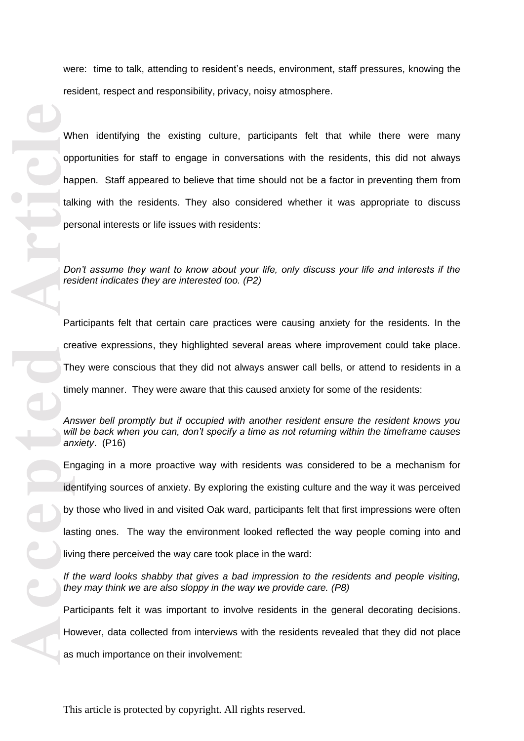were: time to talk, attending to resident's needs, environment, staff pressures, knowing the resident, respect and responsibility, privacy, noisy atmosphere.

When identifying the existing culture, participants felt that while there were many opportunities for staff to engage in conversations with the residents, this did not always happen. Staff appeared to believe that time should not be a factor in preventing them from talking with the residents. They also considered whether it was appropriate to discuss personal interests or life issues with residents:

*Don't assume they want to know about your life, only discuss your life and interests if the resident indicates they are interested too. (P2)*

Participants felt that certain care practices were causing anxiety for the residents. In the creative expressions, they highlighted several areas where improvement could take place. They were conscious that they did not always answer call bells, or attend to residents in a timely manner. They were aware that this caused anxiety for some of the residents:

*Answer bell promptly but if occupied with another resident ensure the resident knows you will be back when you can, don't specify a time as not returning within the timeframe causes anxiety*. (P16)

Engaging in a more proactive way with residents was considered to be a mechanism for identifying sources of anxiety. By exploring the existing culture and the way it was perceived by those who lived in and visited Oak ward, participants felt that first impressions were often lasting ones. The way the environment looked reflected the way people coming into and living there perceived the way care took place in the ward:

*If the ward looks shabby that gives a bad impression to the residents and people visiting, they may think we are also sloppy in the way we provide care. (P8)*

Participants felt it was important to involve residents in the general decorating decisions. However, data collected from interviews with the residents revealed that they did not place as much importance on their involvement: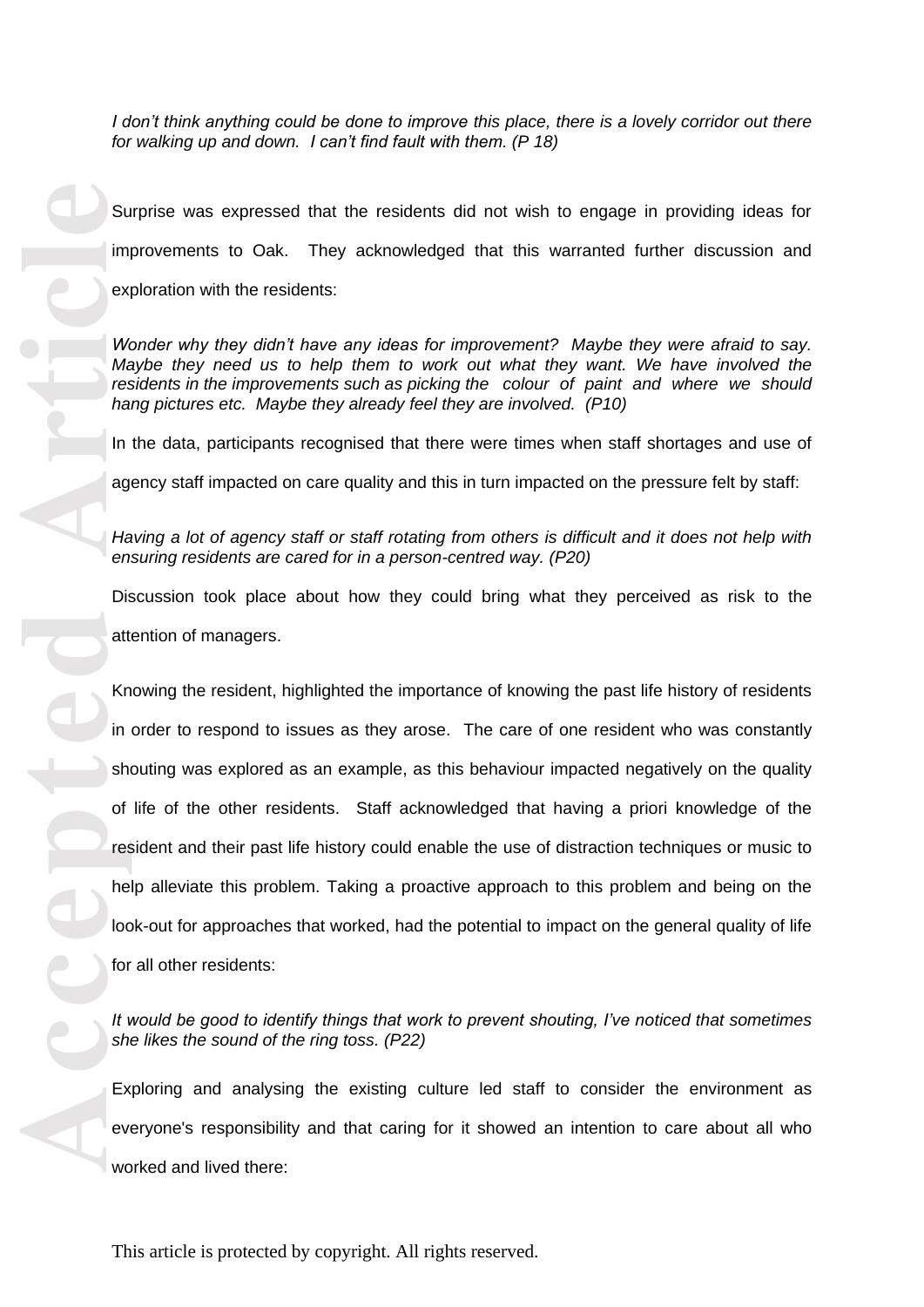*I don't think anything could be done to improve this place, there is a lovely corridor out there for walking up and down. I can't find fault with them. (P 18)*

Surprise was expressed that the residents did not wish to engage in providing ideas for improvements to Oak. They acknowledged that this warranted further discussion and exploration with the residents:

*Wonder why they didn't have any ideas for improvement? Maybe they were afraid to say. Maybe they need us to help them to work out what they want. We have involved the residents in the improvements such as picking the colour of paint and where we should hang pictures etc. Maybe they already feel they are involved. (P10)*

In the data, participants recognised that there were times when staff shortages and use of agency staff impacted on care quality and this in turn impacted on the pressure felt by staff:

*Having a lot of agency staff or staff rotating from others is difficult and it does not help with ensuring residents are cared for in a person-centred way. (P20)*

Discussion took place about how they could bring what they perceived as risk to the attention of managers.

Knowing the resident, highlighted the importance of knowing the past life history of residents in order to respond to issues as they arose. The care of one resident who was constantly shouting was explored as an example, as this behaviour impacted negatively on the quality of life of the other residents. Staff acknowledged that having a priori knowledge of the resident and their past life history could enable the use of distraction techniques or music to help alleviate this problem. Taking a proactive approach to this problem and being on the look-out for approaches that worked, had the potential to impact on the general quality of life for all other residents:

*It would be good to identify things that work to prevent shouting, I've noticed that sometimes she likes the sound of the ring toss. (P22)*

Exploring and analysing the existing culture led staff to consider the environment as everyone's responsibility and that caring for it showed an intention to care about all who worked and lived there: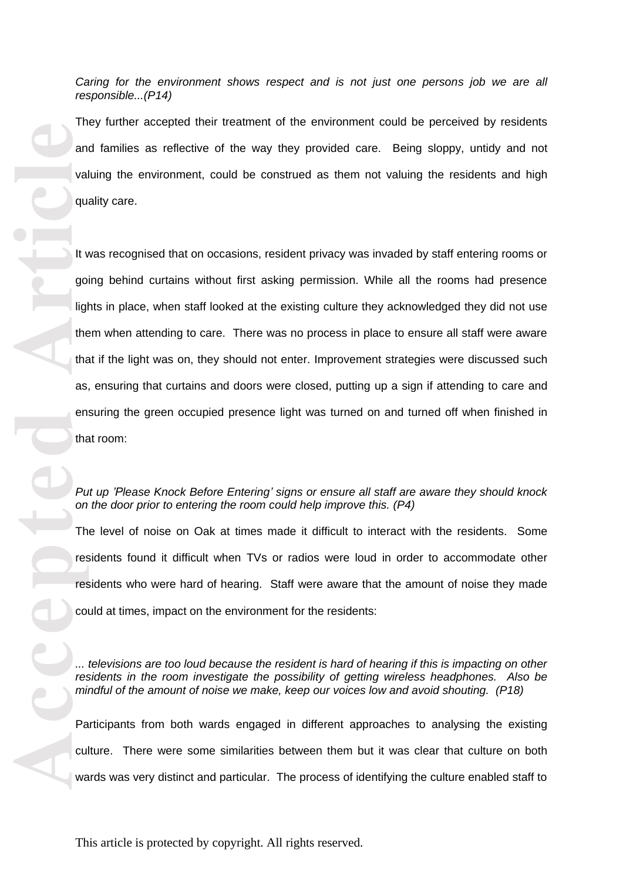*Caring for the environment shows respect and is not just one persons job we are all responsible...(P14)*

They further accepted their treatment of the environment could be perceived by residents and families as reflective of the way they provided care. Being sloppy, untidy and not valuing the environment, could be construed as them not valuing the residents and high quality care.

It was recognised that on occasions, resident privacy was invaded by staff entering rooms or going behind curtains without first asking permission. While all the rooms had presence lights in place, when staff looked at the existing culture they acknowledged they did not use them when attending to care. There was no process in place to ensure all staff were aware that if the light was on, they should not enter. Improvement strategies were discussed such as, ensuring that curtains and doors were closed, putting up a sign if attending to care and ensuring the green occupied presence light was turned on and turned off when finished in that room:

*Put up 'Please Knock Before Entering' signs or ensure all staff are aware they should knock on the door prior to entering the room could help improve this. (P4)*

The level of noise on Oak at times made it difficult to interact with the residents. Some residents found it difficult when TVs or radios were loud in order to accommodate other residents who were hard of hearing. Staff were aware that the amount of noise they made could at times, impact on the environment for the residents:

*... televisions are too loud because the resident is hard of hearing if this is impacting on other residents in the room investigate the possibility of getting wireless headphones. Also be mindful of the amount of noise we make, keep our voices low and avoid shouting. (P18)*

Participants from both wards engaged in different approaches to analysing the existing culture. There were some similarities between them but it was clear that culture on both wards was very distinct and particular. The process of identifying the culture enabled staff to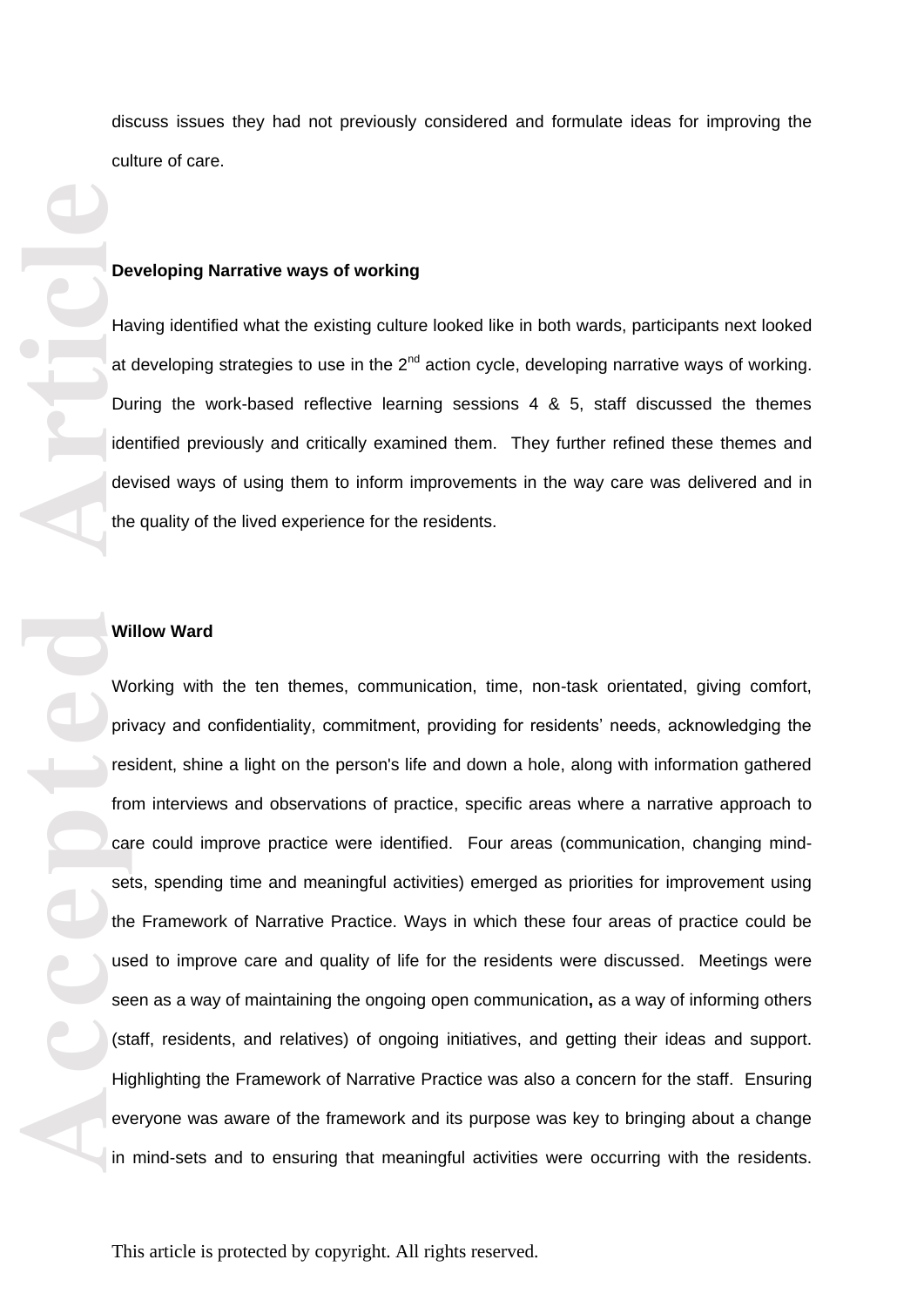discuss issues they had not previously considered and formulate ideas for improving the culture of care.

**Developing Narrative ways of working**

Having identified what the existing culture looked like in both wards, participants next looked at developing strategies to use in the 2nd action cycle, developing narrative ways of working. During the work-based reflective learning sessions 4 & 5, staff discussed the themes identified previously and critically examined them. They further refined these themes and devised ways of using them to inform improvements in the way care was delivered and in the quality of the lived experience for the residents.

**Willow Ward**

Working with the ten themes, communication, time, non-task orientated, giving comfort, privacy and confidentiality, commitment, providing for residents' needs, acknowledging the resident, shine a light on the person's life and down a hole, along with information gathered from interviews and observations of practice, specific areas where a narrative approach to care could improve practice were identified. Four areas (communication, changing mind-sets, spending time and meaningful activities) emerged as priorities for improvement using the Framework of Narrative Practice. Ways in which these four areas of practice could be used to improve care and quality of life for the residents were discussed. Meetings were seen as a way of maintaining the ongoing open communication**,** as a way of informing others (staff, residents, and relatives) of ongoing initiatives, and getting their ideas and support. Highlighting the Framework of Narrative Practice was also a concern for the staff. Ensuring everyone was aware of the framework and its purpose was key to bringing about a change in mind-sets and to ensuring that meaningful activities were occurring with the residents.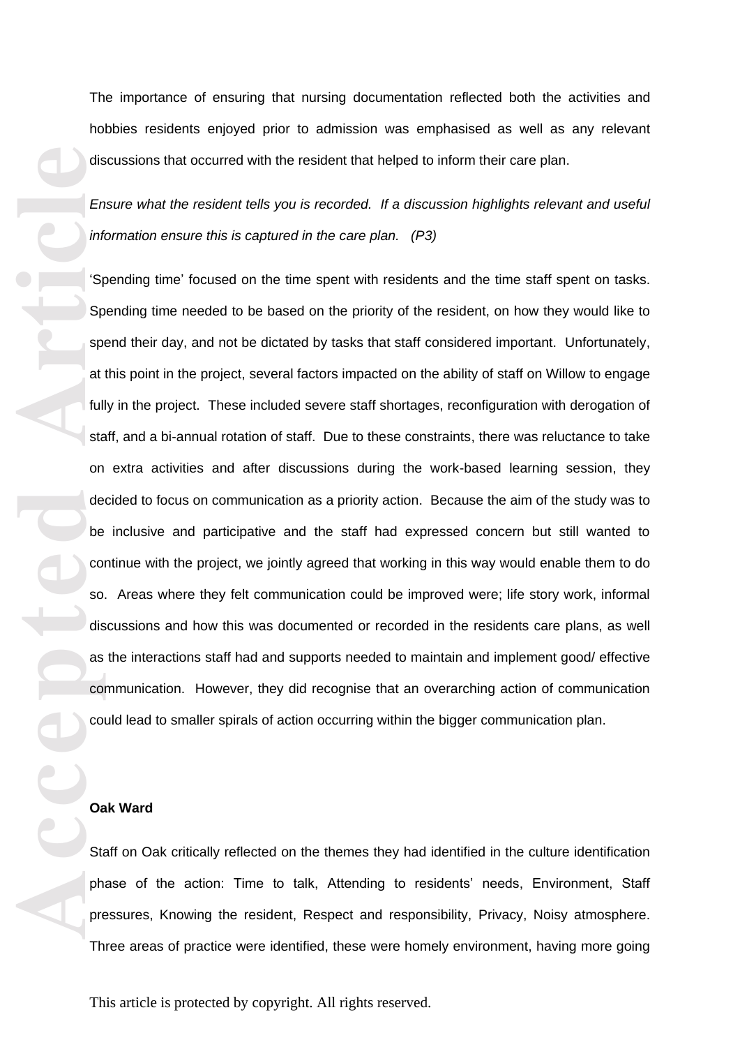The importance of ensuring that nursing documentation reflected both the activities and hobbies residents enjoyed prior to admission was emphasised as well as any relevant discussions that occurred with the resident that helped to inform their care plan.

*Ensure what the resident tells you is recorded. If a discussion highlights relevant and useful information ensure this is captured in the care plan. (P3)*

'Spending time' focused on the time spent with residents and the time staff spent on tasks. Spending time needed to be based on the priority of the resident, on how they would like to spend their day, and not be dictated by tasks that staff considered important. Unfortunately, at this point in the project, several factors impacted on the ability of staff on Willow to engage fully in the project. These included severe staff shortages, reconfiguration with derogation of staff, and a bi-annual rotation of staff. Due to these constraints, there was reluctance to take on extra activities and after discussions during the work-based learning session, they decided to focus on communication as a priority action. Because the aim of the study was to be inclusive and participative and the staff had expressed concern but still wanted to continue with the project, we jointly agreed that working in this way would enable them to do so. Areas where they felt communication could be improved were; life story work, informal discussions and how this was documented or recorded in the residents care plans, as well as the interactions staff had and supports needed to maintain and implement good/ effective communication. However, they did recognise that an overarching action of communication could lead to smaller spirals of action occurring within the bigger communication plan.

**Oak Ward**

Staff on Oak critically reflected on the themes they had identified in the culture identification phase of the action: Time to talk, Attending to residents' needs, Environment, Staff pressures, Knowing the resident, Respect and responsibility, Privacy, Noisy atmosphere. Three areas of practice were identified, these were homely environment, having more going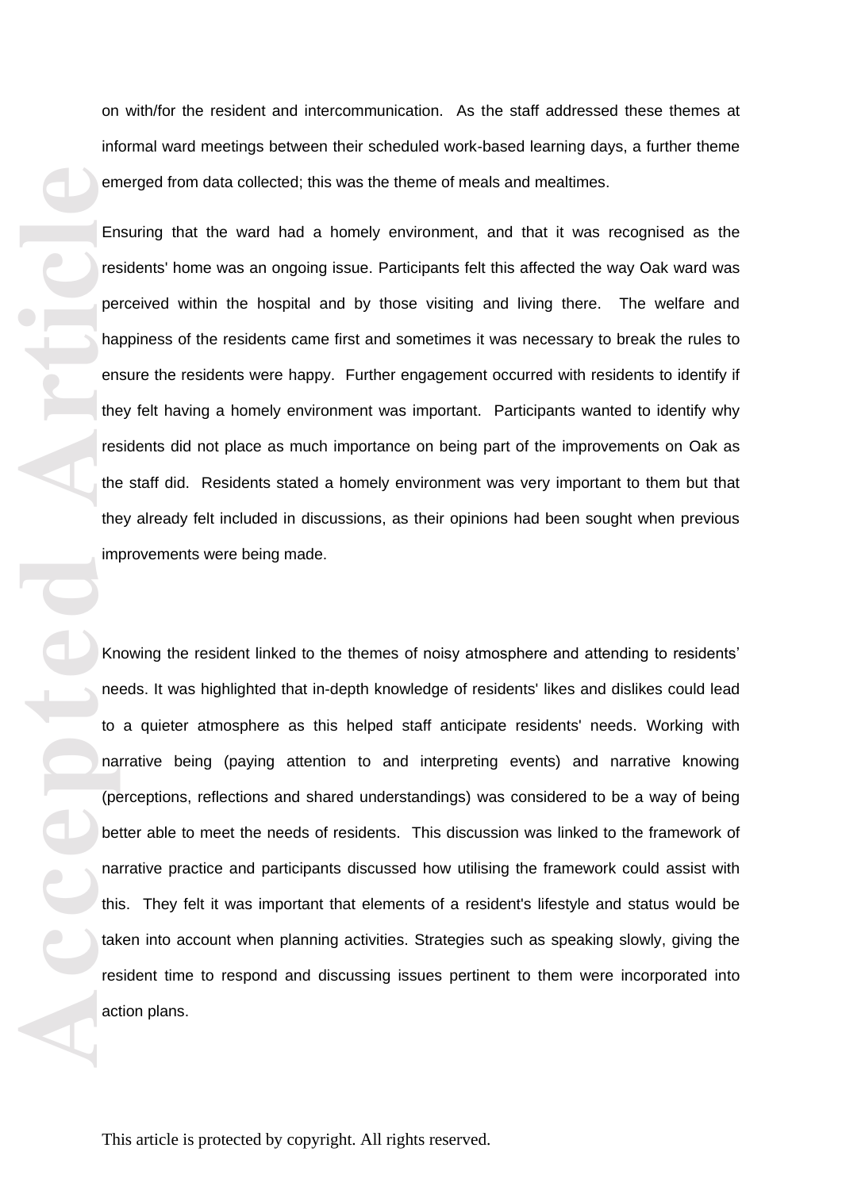on with/for the resident and intercommunication. As the staff addressed these themes at informal ward meetings between their scheduled work-based learning days, a further theme emerged from data collected; this was the theme of meals and mealtimes.

Ensuring that the ward had a homely environment, and that it was recognised as the residents' home was an ongoing issue. Participants felt this affected the way Oak ward was perceived within the hospital and by those visiting and living there. The welfare and happiness of the residents came first and sometimes it was necessary to break the rules to ensure the residents were happy. Further engagement occurred with residents to identify if they felt having a homely environment was important. Participants wanted to identify why residents did not place as much importance on being part of the improvements on Oak as the staff did. Residents stated a homely environment was very important to them but that they already felt included in discussions, as their opinions had been sought when previous improvements were being made.

Knowing the resident linked to the themes of noisy atmosphere and attending to residents' needs. It was highlighted that in-depth knowledge of residents' likes and dislikes could lead to a quieter atmosphere as this helped staff anticipate residents' needs. Working with narrative being (paying attention to and interpreting events) and narrative knowing (perceptions, reflections and shared understandings) was considered to be a way of being better able to meet the needs of residents. This discussion was linked to the framework of narrative practice and participants discussed how utilising the framework could assist with this. They felt it was important that elements of a resident's lifestyle and status would be taken into account when planning activities. Strategies such as speaking slowly, giving the resident time to respond and discussing issues pertinent to them were incorporated into action plans.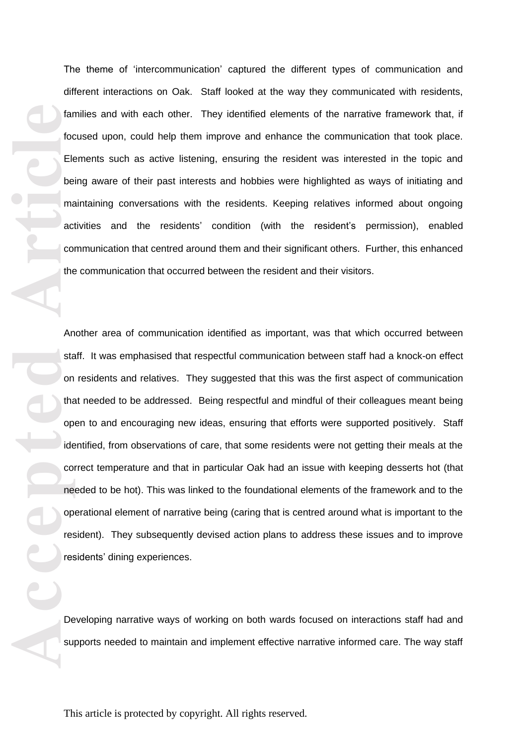The theme of 'intercommunication' captured the different types of communication and different interactions on Oak. Staff looked at the way they communicated with residents, families and with each other. They identified elements of the narrative framework that, if focused upon, could help them improve and enhance the communication that took place. Elements such as active listening, ensuring the resident was interested in the topic and being aware of their past interests and hobbies were highlighted as ways of initiating and maintaining conversations with the residents. Keeping relatives informed about ongoing activities and the residents' condition (with the resident's permission), enabled communication that centred around them and their significant others. Further, this enhanced the communication that occurred between the resident and their visitors.

Another area of communication identified as important, was that which occurred between staff. It was emphasised that respectful communication between staff had a knock-on effect on residents and relatives. They suggested that this was the first aspect of communication that needed to be addressed. Being respectful and mindful of their colleagues meant being open to and encouraging new ideas, ensuring that efforts were supported positively. Staff identified, from observations of care, that some residents were not getting their meals at the correct temperature and that in particular Oak had an issue with keeping desserts hot (that needed to be hot). This was linked to the foundational elements of the framework and to the operational element of narrative being (caring that is centred around what is important to the resident). They subsequently devised action plans to address these issues and to improve residents' dining experiences.

Developing narrative ways of working on both wards focused on interactions staff had and supports needed to maintain and implement effective narrative informed care. The way staff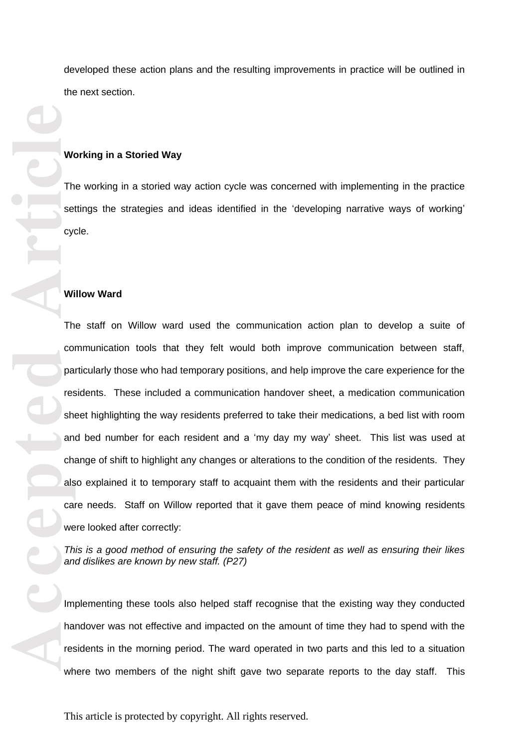developed these action plans and the resulting improvements in practice will be outlined in the next section.

**Working in a Storied Way**

The working in a storied way action cycle was concerned with implementing in the practice settings the strategies and ideas identified in the 'developing narrative ways of working' cycle.

**Willow Ward**

The staff on Willow ward used the communication action plan to develop a suite of communication tools that they felt would both improve communication between staff, particularly those who had temporary positions, and help improve the care experience for the residents. These included a communication handover sheet, a medication communication sheet highlighting the way residents preferred to take their medications, a bed list with room and bed number for each resident and a 'my day my way' sheet. This list was used at change of shift to highlight any changes or alterations to the condition of the residents. They also explained it to temporary staff to acquaint them with the residents and their particular care needs. Staff on Willow reported that it gave them peace of mind knowing residents were looked after correctly:

*This is a good method of ensuring the safety of the resident as well as ensuring their likes and dislikes are known by new staff. (P27)*

Implementing these tools also helped staff recognise that the existing way they conducted handover was not effective and impacted on the amount of time they had to spend with the residents in the morning period. The ward operated in two parts and this led to a situation where two members of the night shift gave two separate reports to the day staff. This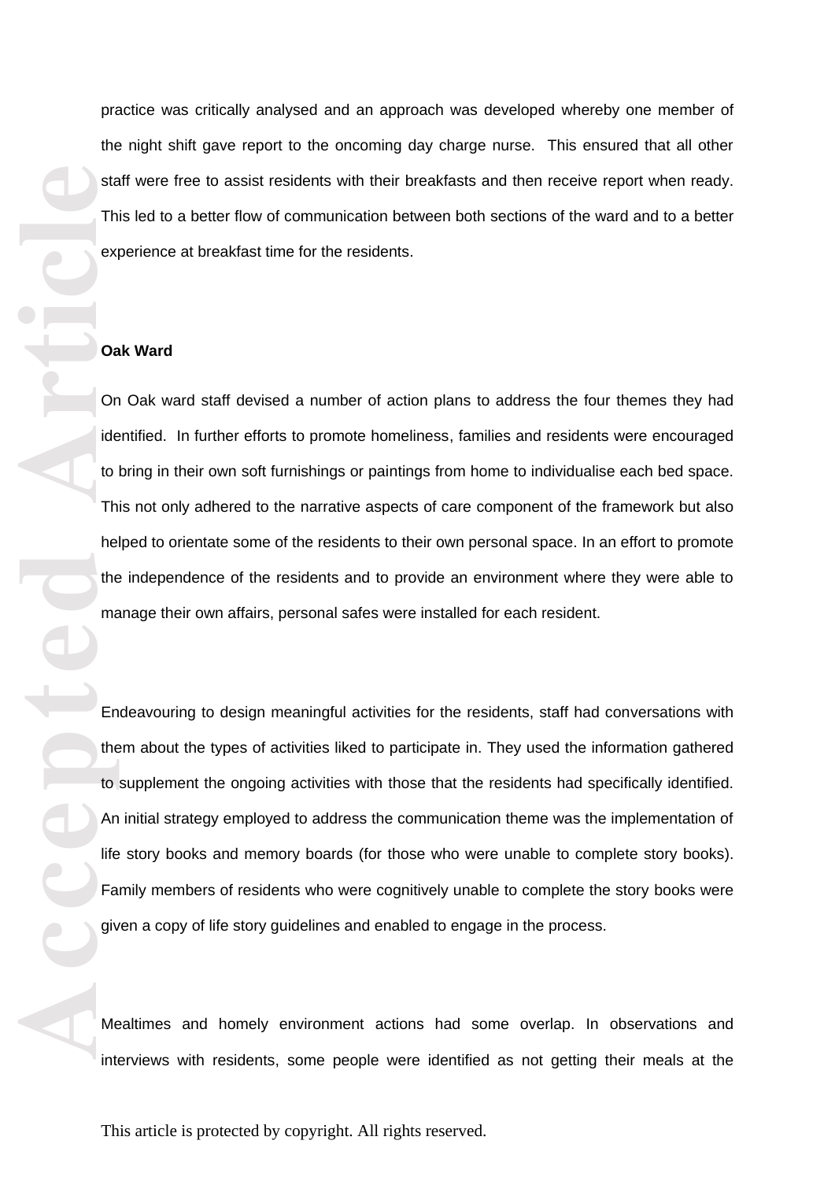practice was critically analysed and an approach was developed whereby one member of the night shift gave report to the oncoming day charge nurse. This ensured that all other staff were free to assist residents with their breakfasts and then receive report when ready. This led to a better flow of communication between both sections of the ward and to a better experience at breakfast time for the residents.

**Oak Ward**

On Oak ward staff devised a number of action plans to address the four themes they had identified. In further efforts to promote homeliness, families and residents were encouraged to bring in their own soft furnishings or paintings from home to individualise each bed space. This not only adhered to the narrative aspects of care component of the framework but also helped to orientate some of the residents to their own personal space. In an effort to promote the independence of the residents and to provide an environment where they were able to manage their own affairs, personal safes were installed for each resident.

Endeavouring to design meaningful activities for the residents, staff had conversations with them about the types of activities liked to participate in. They used the information gathered to supplement the ongoing activities with those that the residents had specifically identified. An initial strategy employed to address the communication theme was the implementation of life story books and memory boards (for those who were unable to complete story books). Family members of residents who were cognitively unable to complete the story books were given a copy of life story guidelines and enabled to engage in the process.

Mealtimes and homely environment actions had some overlap. In observations and interviews with residents, some people were identified as not getting their meals at the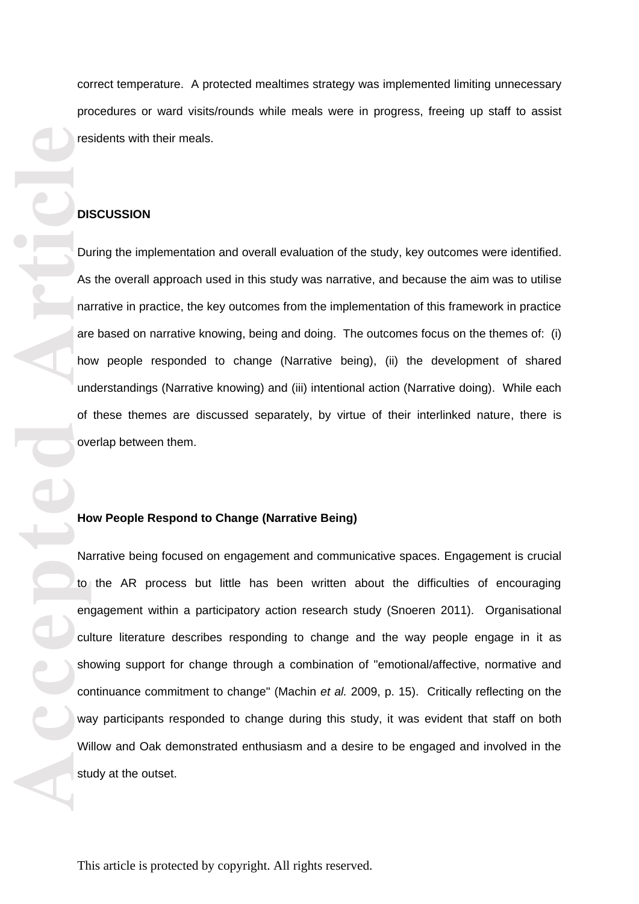correct temperature. A protected mealtimes strategy was implemented limiting unnecessary procedures or ward visits/rounds while meals were in progress, freeing up staff to assist residents with their meals.

## DISCUSSION

During the implementation and overall evaluation of the study, key outcomes were identified. As the overall approach used in this study was narrative, and because the aim was to utilise narrative in practice, the key outcomes from the implementation of this framework in practice are based on narrative knowing, being and doing. The outcomes focus on the themes of: (i) how people responded to change (Narrative being), (ii) the development of shared understandings (Narrative knowing) and (iii) intentional action (Narrative doing). While each of these themes are discussed separately, by virtue of their interlinked nature, there is overlap between them.

### How People Respond to Change (Narrative Being)

Narrative being focused on engagement and communicative spaces. Engagement is crucial to the AR process but little has been written about the difficulties of encouraging engagement within a participatory action research study (Snoeren 2011). Organisational culture literature describes responding to change and the way people engage in it as showing support for change through a combination of "emotional/affective, normative and continuance commitment to change" (Machin *et al.* 2009, p. 15). Critically reflecting on the way participants responded to change during this study, it was evident that staff on both Willow and Oak demonstrated enthusiasm and a desire to be engaged and involved in the study at the outset.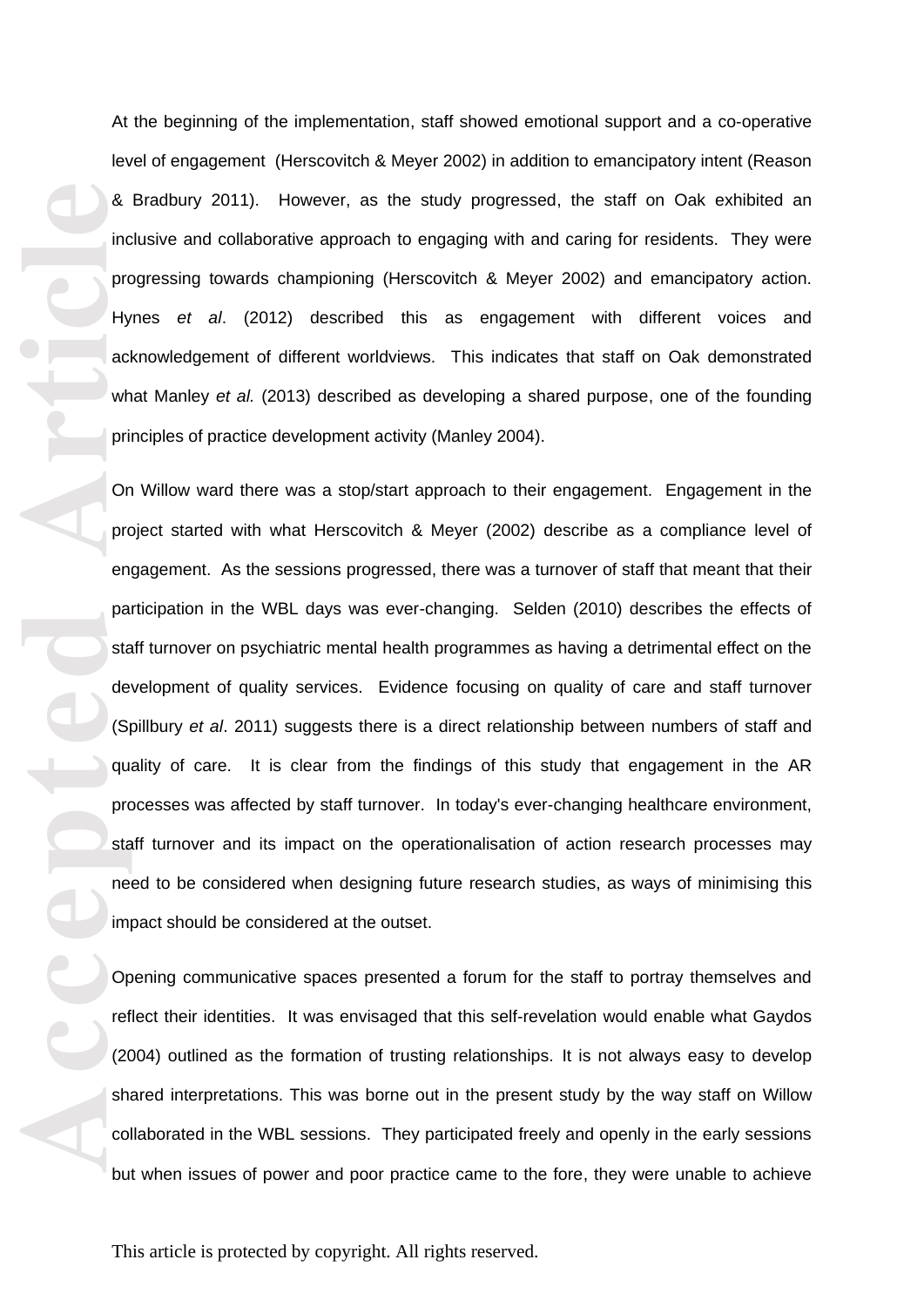At the beginning of the implementation, staff showed emotional support and a co-operative level of engagement (Herscovitch & Meyer 2002) in addition to emancipatory intent (Reason & Bradbury 2011). However, as the study progressed, the staff on Oak exhibited an inclusive and collaborative approach to engaging with and caring for residents. They were progressing towards championing (Herscovitch & Meyer 2002) and emancipatory action. Hynes *et al*. (2012) described this as engagement with different voices and acknowledgement of different worldviews. This indicates that staff on Oak demonstrated what Manley *et al.* (2013) described as developing a shared purpose, one of the founding principles of practice development activity (Manley 2004).

On Willow ward there was a stop/start approach to their engagement. Engagement in the project started with what Herscovitch & Meyer (2002) describe as a compliance level of engagement. As the sessions progressed, there was a turnover of staff that meant that their participation in the WBL days was ever-changing. Selden (2010) describes the effects of staff turnover on psychiatric mental health programmes as having a detrimental effect on the development of quality services. Evidence focusing on quality of care and staff turnover (Spillbury *et al*. 2011) suggests there is a direct relationship between numbers of staff and quality of care. It is clear from the findings of this study that engagement in the AR processes was affected by staff turnover. In today's ever-changing healthcare environment, staff turnover and its impact on the operationalisation of action research processes may need to be considered when designing future research studies, as ways of minimising this impact should be considered at the outset.

Opening communicative spaces presented a forum for the staff to portray themselves and reflect their identities. It was envisaged that this self-revelation would enable what Gaydos (2004) outlined as the formation of trusting relationships. It is not always easy to develop shared interpretations. This was borne out in the present study by the way staff on Willow collaborated in the WBL sessions. They participated freely and openly in the early sessions but when issues of power and poor practice came to the fore, they were unable to achieve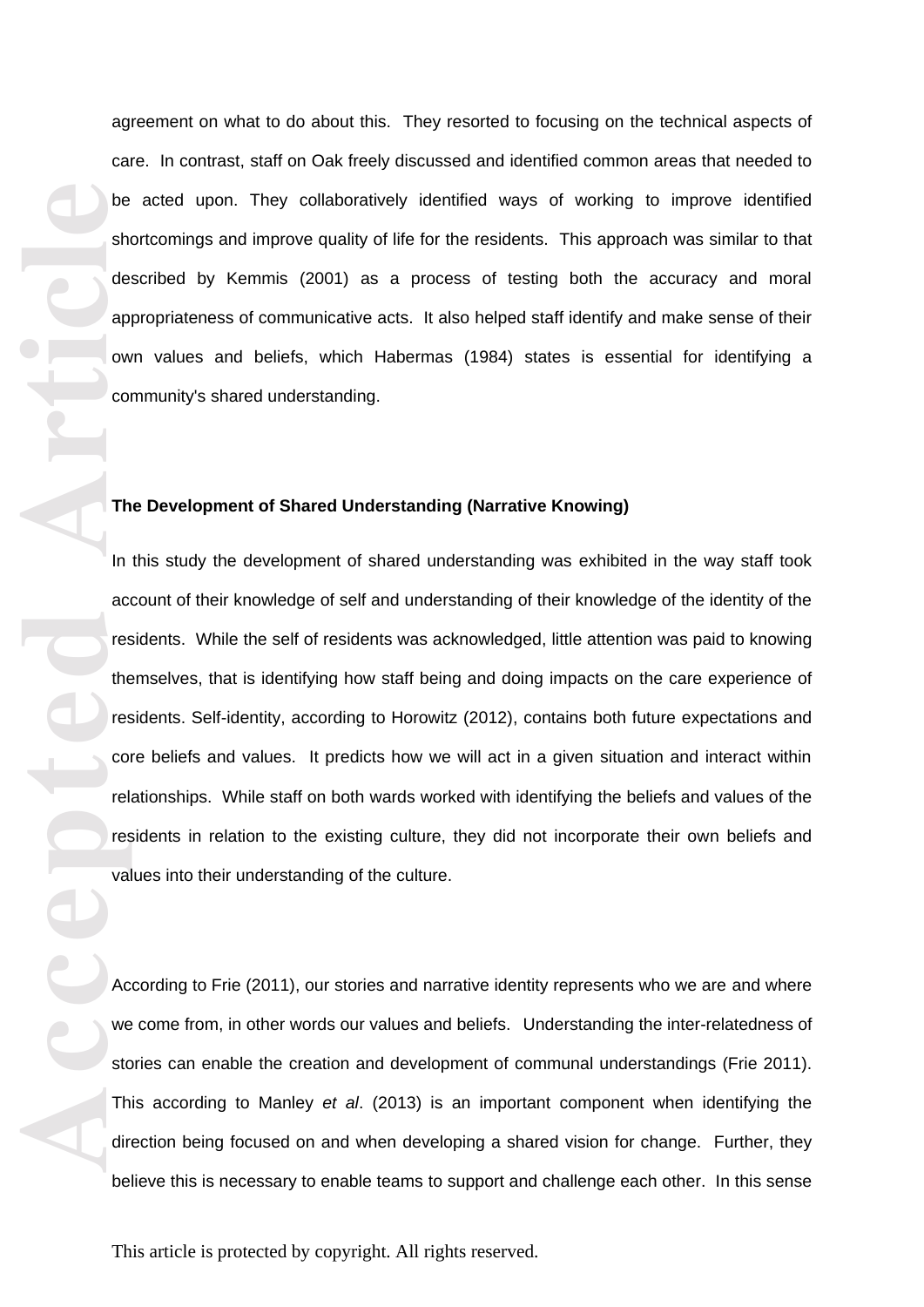agreement on what to do about this. They resorted to focusing on the technical aspects of care. In contrast, staff on Oak freely discussed and identified common areas that needed to be acted upon. They collaboratively identified ways of working to improve identified shortcomings and improve quality of life for the residents. This approach was similar to that described by Kemmis (2001) as a process of testing both the accuracy and moral appropriateness of communicative acts. It also helped staff identify and make sense of their own values and beliefs, which Habermas (1984) states is essential for identifying a community's shared understanding.

**The Development of Shared Understanding (Narrative Knowing)**

In this study the development of shared understanding was exhibited in the way staff took account of their knowledge of self and understanding of their knowledge of the identity of the residents. While the self of residents was acknowledged, little attention was paid to knowing themselves, that is identifying how staff being and doing impacts on the care experience of residents. Self-identity, according to Horowitz (2012), contains both future expectations and core beliefs and values. It predicts how we will act in a given situation and interact within relationships. While staff on both wards worked with identifying the beliefs and values of the residents in relation to the existing culture, they did not incorporate their own beliefs and values into their understanding of the culture.

According to Frie (2011), our stories and narrative identity represents who we are and where we come from, in other words our values and beliefs. Understanding the inter-relatedness of stories can enable the creation and development of communal understandings (Frie 2011). This according to Manley *et al*. (2013) is an important component when identifying the direction being focused on and when developing a shared vision for change. Further, they believe this is necessary to enable teams to support and challenge each other. In this sense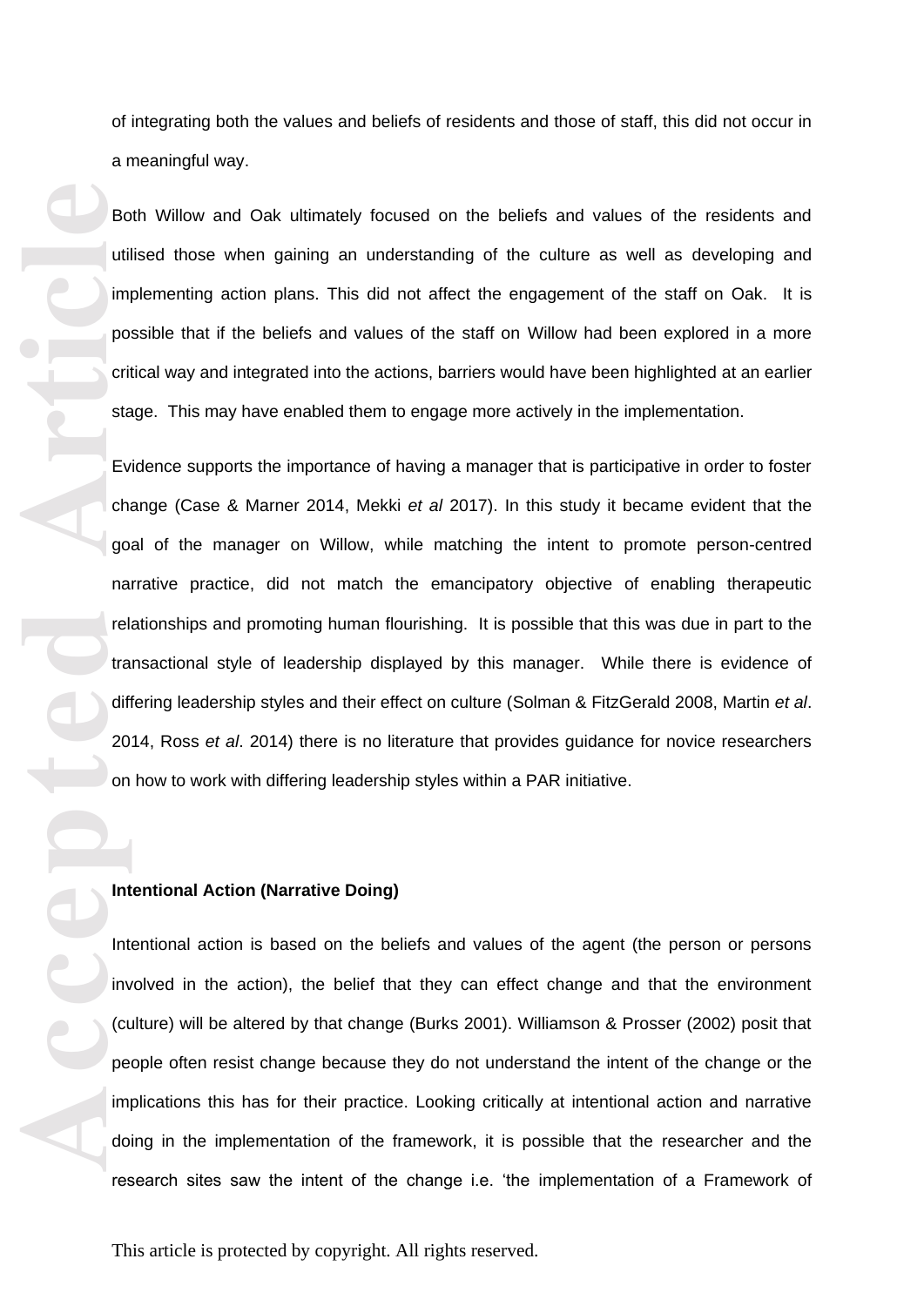of integrating both the values and beliefs of residents and those of staff, this did not occur in a meaningful way.

Both Willow and Oak ultimately focused on the beliefs and values of the residents and utilised those when gaining an understanding of the culture as well as developing and implementing action plans. This did not affect the engagement of the staff on Oak. It is possible that if the beliefs and values of the staff on Willow had been explored in a more critical way and integrated into the actions, barriers would have been highlighted at an earlier stage. This may have enabled them to engage more actively in the implementation.

Evidence supports the importance of having a manager that is participative in order to foster change (Case & Marner 2014, Mekki *et al* 2017). In this study it became evident that the goal of the manager on Willow, while matching the intent to promote person-centred narrative practice, did not match the emancipatory objective of enabling therapeutic relationships and promoting human flourishing. It is possible that this was due in part to the transactional style of leadership displayed by this manager. While there is evidence of differing leadership styles and their effect on culture (Solman & FitzGerald 2008, Martin *et al*. 2014, Ross *et al*. 2014) there is no literature that provides guidance for novice researchers on how to work with differing leadership styles within a PAR initiative.

**Intentional Action (Narrative Doing)**

Intentional action is based on the beliefs and values of the agent (the person or persons involved in the action), the belief that they can effect change and that the environment (culture) will be altered by that change (Burks 2001). Williamson & Prosser (2002) posit that people often resist change because they do not understand the intent of the change or the implications this has for their practice. Looking critically at intentional action and narrative doing in the implementation of the framework, it is possible that the researcher and the research sites saw the intent of the change i.e. 'the implementation of a Framework of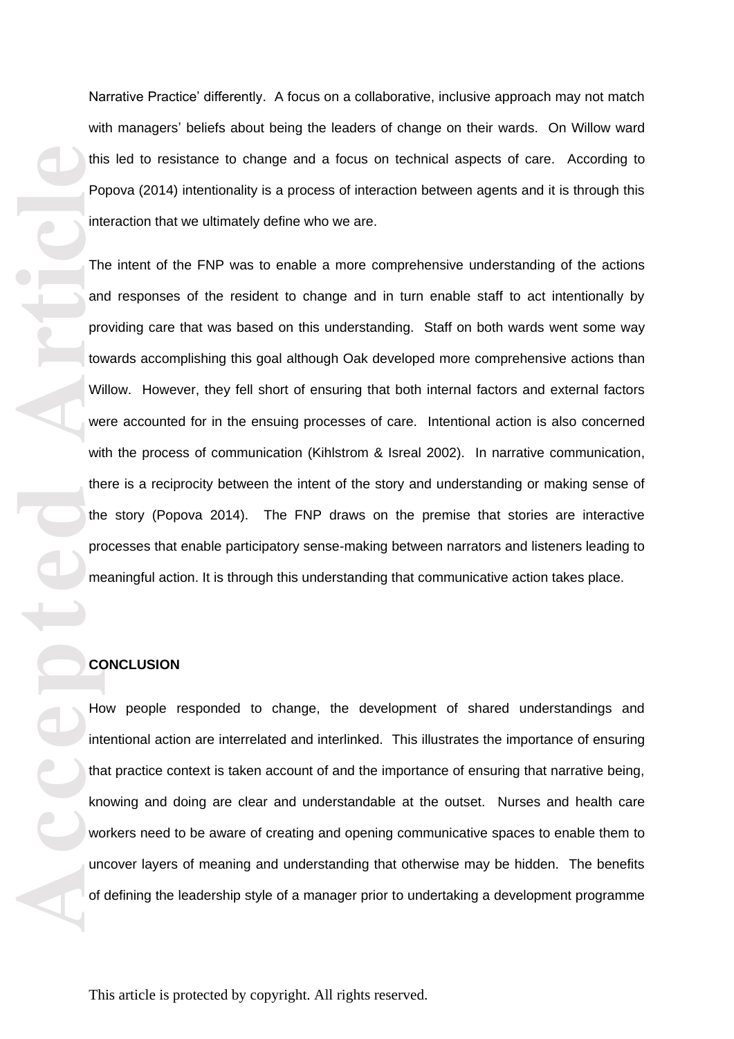Narrative Practice' differently. A focus on a collaborative, inclusive approach may not match with managers' beliefs about being the leaders of change on their wards. On Willow ward this led to resistance to change and a focus on technical aspects of care. According to Popova (2014) intentionality is a process of interaction between agents and it is through this interaction that we ultimately define who we are.

The intent of the FNP was to enable a more comprehensive understanding of the actions and responses of the resident to change and in turn enable staff to act intentionally by providing care that was based on this understanding. Staff on both wards went some way towards accomplishing this goal although Oak developed more comprehensive actions than Willow. However, they fell short of ensuring that both internal factors and external factors were accounted for in the ensuing processes of care. Intentional action is also concerned with the process of communication (Kihlstrom & Isreal 2002). In narrative communication, there is a reciprocity between the intent of the story and understanding or making sense of the story (Popova 2014). The FNP draws on the premise that stories are interactive processes that enable participatory sense-making between narrators and listeners leading to meaningful action. It is through this understanding that communicative action takes place.

## CONCLUSION

How people responded to change, the development of shared understandings and intentional action are interrelated and interlinked. This illustrates the importance of ensuring that practice context is taken account of and the importance of ensuring that narrative being, knowing and doing are clear and understandable at the outset. Nurses and health care workers need to be aware of creating and opening communicative spaces to enable them to uncover layers of meaning and understanding that otherwise may be hidden. The benefits of defining the leadership style of a manager prior to undertaking a development programme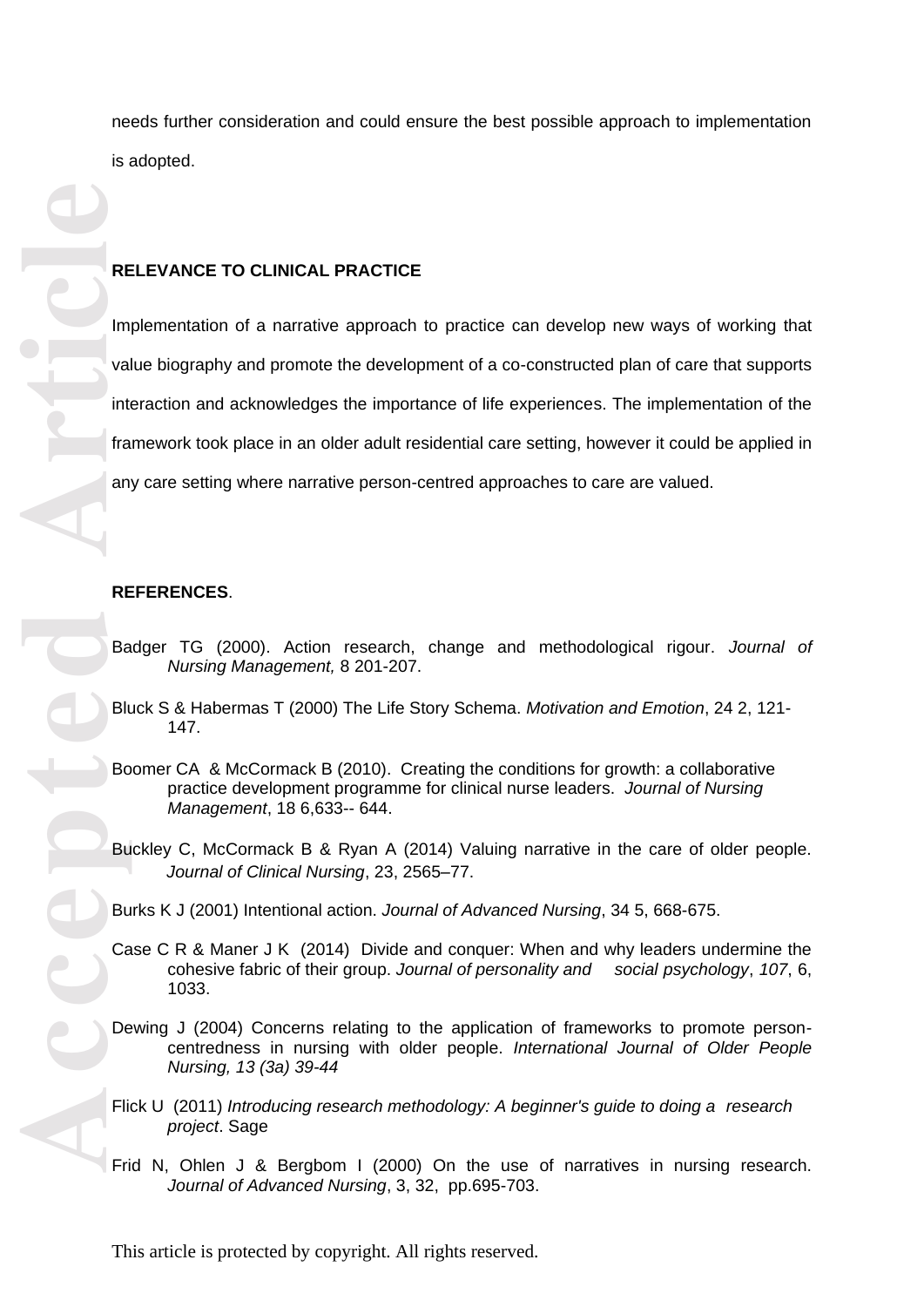needs further consideration and could ensure the best possible approach to implementation is adopted.

## RELEVANCE TO CLINICAL PRACTICE

Implementation of a narrative approach to practice can develop new ways of working that value biography and promote the development of a co-constructed plan of care that supports interaction and acknowledges the importance of life experiences. The implementation of the framework took place in an older adult residential care setting, however it could be applied in any care setting where narrative person-centred approaches to care are valued.

## REFERENCES.

Badger TG (2000). Action research, change and methodological rigour. *Journal of Nursing Management,* 8 201-207.

Bluck S & Habermas T (2000) The Life Story Schema. *Motivation and Emotion*, 24 2, 121-147.

Boomer CA & McCormack B (2010). Creating the conditions for growth: a collaborative practice development programme for clinical nurse leaders. *Journal of Nursing Management*, 18 6,633-- 644.

Buckley C, McCormack B & Ryan A (2014) Valuing narrative in the care of older people. *Journal of Clinical Nursing*, 23, 2565–77.

Burks K J (2001) Intentional action. *Journal of Advanced Nursing*, 34 5, 668-675.

Case C R & Maner J K (2014) Divide and conquer: When and why leaders undermine the cohesive fabric of their group. *Journal of personality and social psychology*, *107*, 6, 1033.

Dewing J (2004) Concerns relating to the application of frameworks to promote person-centredness in nursing with older people. *International Journal of Older People Nursing, 13 (3a) 39-44*

Flick U (2011) *Introducing research methodology: A beginner's guide to doing a research project*. Sage

Frid N, Ohlen J & Bergbom I (2000) On the use of narratives in nursing research. *Journal of Advanced Nursing*, 3, 32, pp.695-703.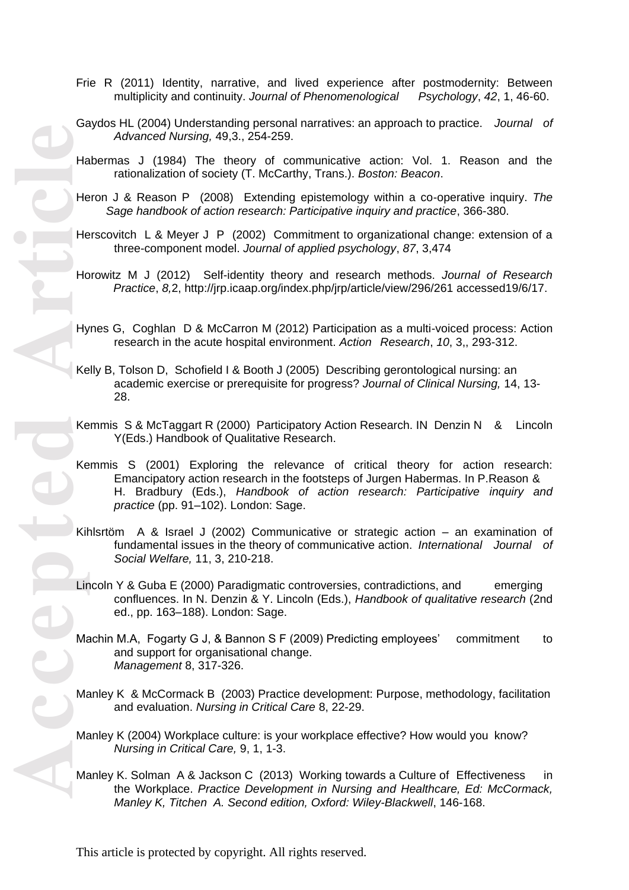Frie R (2011) Identity, narrative, and lived experience after postmodernity: Between multiplicity and continuity. *Journal of Phenomenological Psychology*, *42*, 1, 46-60.

Gaydos HL (2004) Understanding personal narratives: an approach to practice. *Journal of Advanced Nursing,* 49,3., 254-259.

Habermas J (1984) The theory of communicative action: Vol. 1. Reason and the rationalization of society (T. McCarthy, Trans.). *Boston: Beacon*.

Heron J & Reason P (2008) Extending epistemology within a co-operative inquiry. *The Sage handbook of action research: Participative inquiry and practice*, 366-380.

Herscovitch L & Meyer J P (2002) Commitment to organizational change: extension of a three-component model. *Journal of applied psychology*, *87*, 3,474

Horowitz M J (2012) Self-identity theory and research methods. *Journal of Research Practice*, *8,*2, http://jrp.icaap.org/index.php/jrp/article/view/296/261 accessed19/6/17.

Hynes G, Coghlan D & McCarron M (2012) Participation as a multi-voiced process: Action research in the acute hospital environment. *Action Research*, *10*, 3,, 293-312.

Kelly B, Tolson D, Schofield I & Booth J (2005) Describing gerontological nursing: an academic exercise or prerequisite for progress? *Journal of Clinical Nursing,* 14, 13-28.

Kemmis S & McTaggart R (2000) Participatory Action Research. IN Denzin N & Lincoln Y(Eds.) Handbook of Qualitative Research.

Kemmis S (2001) Exploring the relevance of critical theory for action research: Emancipatory action research in the footsteps of Jurgen Habermas. In P.Reason & H. Bradbury (Eds.), *Handbook of action research: Participative inquiry and practice* (pp. 91–102). London: Sage.

Kihlsrtöm A & Israel J (2002) Communicative or strategic action – an examination of fundamental issues in the theory of communicative action. *International Journal of Social Welfare,* 11, 3, 210-218.

Lincoln Y & Guba E (2000) Paradigmatic controversies, contradictions, and emerging confluences. In N. Denzin & Y. Lincoln (Eds.), *Handbook of qualitative research* (2nd ed., pp. 163–188). London: Sage.

Machin M.A, Fogarty G J, & Bannon S F (2009) Predicting employees' commitment to and support for organisational change. *Management* 8, 317-326.

Manley K & McCormack B (2003) Practice development: Purpose, methodology, facilitation and evaluation. *Nursing in Critical Care* 8, 22-29.

Manley K (2004) Workplace culture: is your workplace effective? How would you know? *Nursing in Critical Care,* 9, 1, 1-3.

Manley K. Solman A & Jackson C (2013) Working towards a Culture of Effectiveness in the Workplace. *Practice Development in Nursing and Healthcare, Ed: McCormack, Manley K, Titchen A. Second edition, Oxford: Wiley-Blackwell*, 146-168.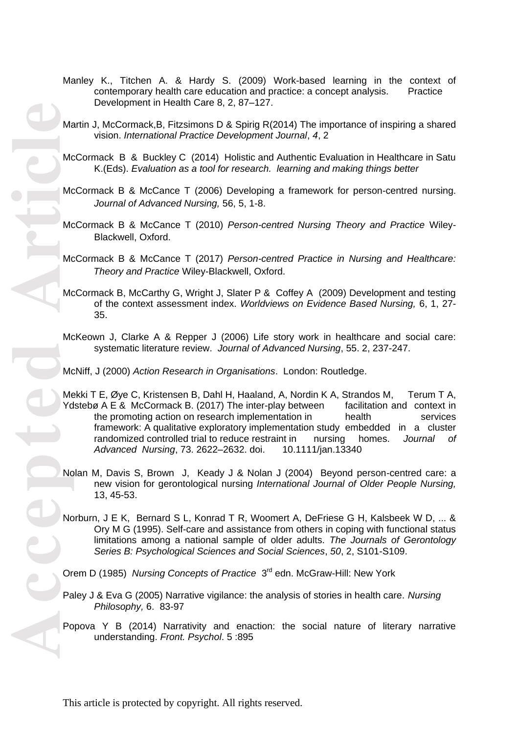Manley K., Titchen A. & Hardy S. (2009) Work-based learning in the context of contemporary health care education and practice: a concept analysis. Practice Development in Health Care 8, 2, 87–127.

Martin J, McCormack,B, Fitzsimons D & Spirig R(2014) The importance of inspiring a shared vision. *International Practice Development Journal*, *4*, 2

McCormack B & Buckley C (2014) Holistic and Authentic Evaluation in Healthcare in Satu K.(Eds). *Evaluation as a tool for research. learning and making things better*

McCormack B & McCance T (2006) Developing a framework for person-centred nursing. *Journal of Advanced Nursing,* 56, 5, 1-8.

McCormack B & McCance T (2010) *Person-centred Nursing Theory and Practice* Wiley-Blackwell, Oxford.

McCormack B & McCance T (2017) *Person-centred Practice in Nursing and Healthcare: Theory and Practice* Wiley-Blackwell, Oxford.

McCormack B, McCarthy G, Wright J, Slater P & Coffey A (2009) Development and testing of the context assessment index. *Worldviews on Evidence Based Nursing,* 6, 1, 27-35.

McKeown J, Clarke A & Repper J (2006) Life story work in healthcare and social care: systematic literature review. *Journal of Advanced Nursing*, 55. 2, 237-247.

McNiff, J (2000) *Action Research in Organisations*. London: Routledge.

Mekki T E, Øye C, Kristensen B, Dahl H, Haaland, A, Nordin K A, Strandos M, Terum T A, Ydstebø A E & McCormack B. (2017) The inter-play between facilitation and context in the promoting action on research implementation in health services framework: A qualitative exploratory implementation study embedded in a cluster randomized controlled trial to reduce restraint in nursing homes. *Journal of Advanced Nursing*, 73. 2622–2632. doi. 10.1111/jan.13340

Nolan M, Davis S, Brown J, Keady J & Nolan J (2004) Beyond person-centred care: a new vision for gerontological nursing *International Journal of Older People Nursing,* 13, 45-53.

Norburn, J E K, Bernard S L, Konrad T R, Woomert A, DeFriese G H, Kalsbeek W D, ... & Ory M G (1995). Self-care and assistance from others in coping with functional status limitations among a national sample of older adults. *The Journals of Gerontology Series B: Psychological Sciences and Social Sciences*, *50*, 2, S101-S109.

Orem D (1985) *Nursing Concepts of Practice* 3rd edn. McGraw-Hill: New York

Paley J & Eva G (2005) Narrative vigilance: the analysis of stories in health care. *Nursing Philosophy,* 6. 83-97

Popova Y B (2014) Narrativity and enaction: the social nature of literary narrative understanding. *Front. Psychol*. 5 :895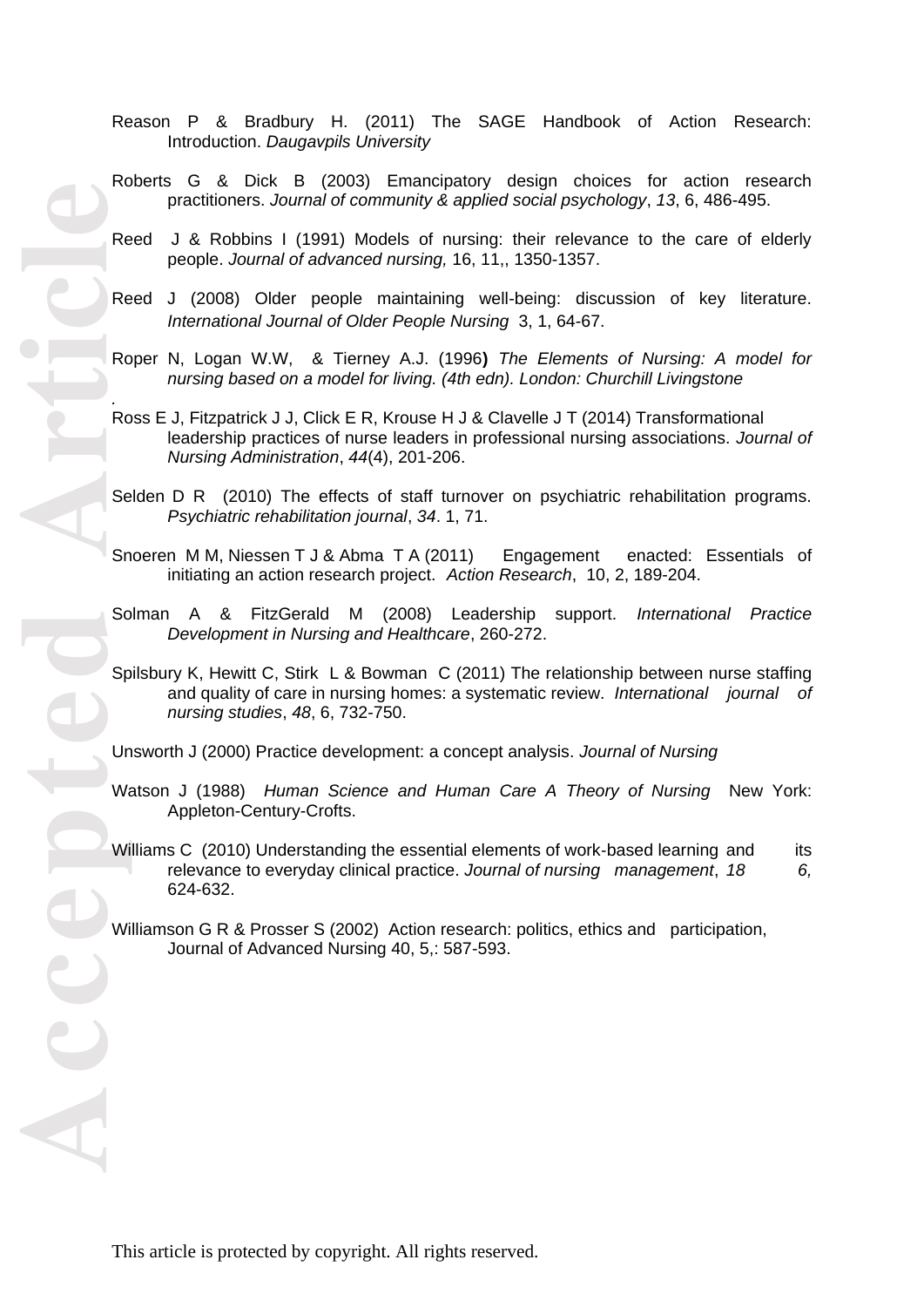Reason P & Bradbury H. (2011) The SAGE Handbook of Action Research: Introduction. *Daugavpils University*

Roberts G & Dick B (2003) Emancipatory design choices for action research practitioners. *Journal of community & applied social psychology*, *13*, 6, 486-495.

Reed J & Robbins I (1991) Models of nursing: their relevance to the care of elderly people. *Journal of advanced nursing,* 16, 11,, 1350-1357.

Reed J (2008) Older people maintaining well-being: discussion of key literature. *International Journal of Older People Nursing* 3, 1, 64-67.

Roper N, Logan W.W, & Tierney A.J. (1996**)** *The Elements of Nursing: A model for nursing based on a model for living. (4th edn). London: Churchill Livingstone*

Ross E J, Fitzpatrick J J, Click E R, Krouse H J & Clavelle J T (2014) Transformational leadership practices of nurse leaders in professional nursing associations. *Journal of Nursing Administration*, *44*(4), 201-206.

Selden D R (2010) The effects of staff turnover on psychiatric rehabilitation programs. *Psychiatric rehabilitation journal*, *34*. 1, 71.

Snoeren M M, Niessen T J & Abma T A (2011) Engagement enacted: Essentials of initiating an action research project. *Action Research*, 10, 2, 189-204.

Solman A & FitzGerald M (2008) Leadership support. *International Practice Development in Nursing and Healthcare*, 260-272.

Spilsbury K, Hewitt C, Stirk L & Bowman C (2011) The relationship between nurse staffing and quality of care in nursing homes: a systematic review. *International journal of nursing studies*, *48*, 6, 732-750.

Unsworth J (2000) Practice development: a concept analysis. *Journal of Nursing*

Watson J (1988) *Human Science and Human Care A Theory of Nursing* New York: Appleton-Century-Crofts.

Williams C (2010) Understanding the essential elements of work-based learning and its relevance to everyday clinical practice. *Journal of nursing management*, *18 6,* 624-632.

Williamson G R & Prosser S (2002) Action research: politics, ethics and participation, Journal of Advanced Nursing 40, 5,: 587-593.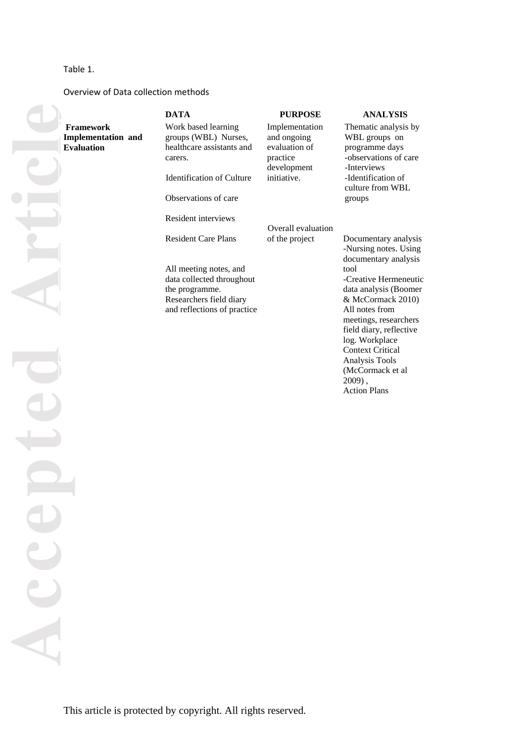Table 1.

Overview of Data collection methods

| | DATA | PURPOSE | ANALYSIS |
|---|---|---|---|
| **Framework Implementation and Evaluation** | Work based learning groups (WBL) Nurses, healthcare assistants and carers.<br><br>Identification of Culture<br><br>Observations of care<br><br>Resident interviews | Implementation and ongoing evaluation of practice development initiative. | Thematic analysis by WBL groups on programme days<br>-observations of care<br>-Interviews<br>-Identification of culture from WBL groups |
| | Resident Care Plans<br><br>All meeting notes, and data collected throughout the programme.<br>Researchers field diary and reflections of practice | Overall evaluation of the project | Documentary analysis<br>-Nursing notes. Using documentary analysis tool<br>-Creative Hermeneutic data analysis (Boomer & McCormack 2010)<br>All notes from meetings, researchers field diary, reflective log. Workplace Context Critical Analysis Tools (McCormack et al 2009) ,<br>Action Plans |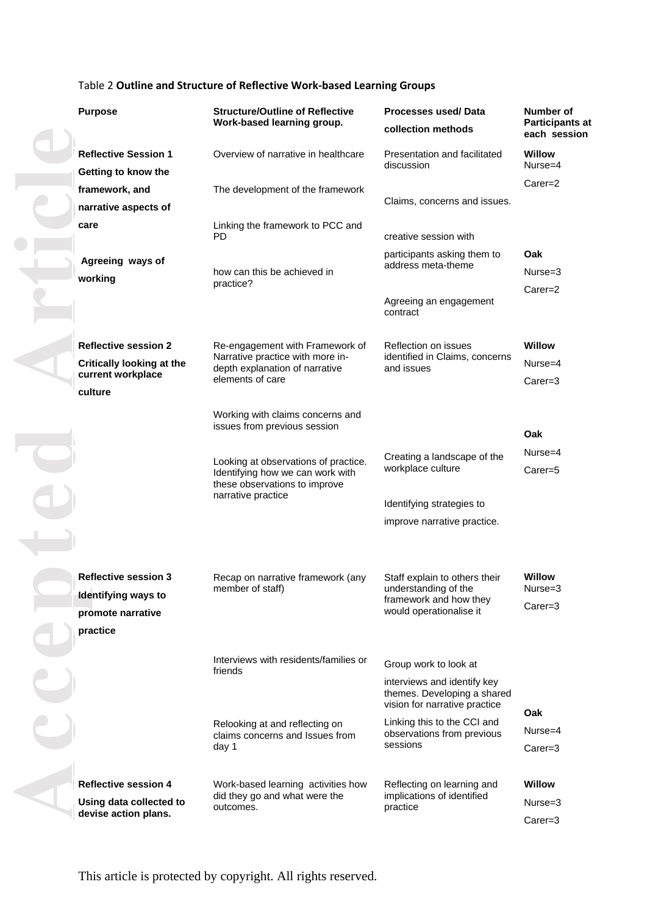Table 2 **Outline and Structure of Reflective Work-based Learning Groups**

| Purpose | Structure/Outline of Reflective Work-based learning group. | Processes used/ Data collection methods | Number of Participants at each session |
|---|---|---|---|
| **Reflective Session 1** **Getting to know the framework, and narrative aspects of care** **Agreeing ways of working** | Overview of narrative in healthcare<br>The development of the framework<br>Linking the framework to PCC and PD<br>how can this be achieved in practice? | Presentation and facilitated discussion<br>Claims, concerns and issues.<br>creative session with participants asking them to address meta-theme<br>Agreeing an engagement contract | **Willow** Nurse=4 Carer=2<br>**Oak** Nurse=3 Carer=2 |
| **Reflective session 2** **Critically looking at the current workplace culture** | Re-engagement with Framework of Narrative practice with more in-depth explanation of narrative elements of care<br>Working with claims concerns and issues from previous session<br>Looking at observations of practice. Identifying how we can work with these observations to improve narrative practice | Reflection on issues identified in Claims, concerns and issues<br>Creating a landscape of the workplace culture<br>Identifying strategies to improve narrative practice. | **Willow** Nurse=4 Carer=3<br>**Oak** Nurse=4 Carer=5 |
| **Reflective session 3** **Identifying ways to promote narrative practice** | Recap on narrative framework (any member of staff)<br>Interviews with residents/families or friends<br>Relooking at and reflecting on claims concerns and Issues from day 1 | Staff explain to others their understanding of the framework and how they would operationalise it<br>Group work to look at interviews and identify key themes. Developing a shared vision for narrative practice<br>Linking this to the CCI and observations from previous sessions | **Willow** Nurse=3 Carer=3<br>**Oak** Nurse=4 Carer=3 |
| **Reflective session 4** **Using data collected to devise action plans.** | Work-based learning activities how did they go and what were the outcomes. | Reflecting on learning and implications of identified practice | **Willow** Nurse=3 Carer=3 |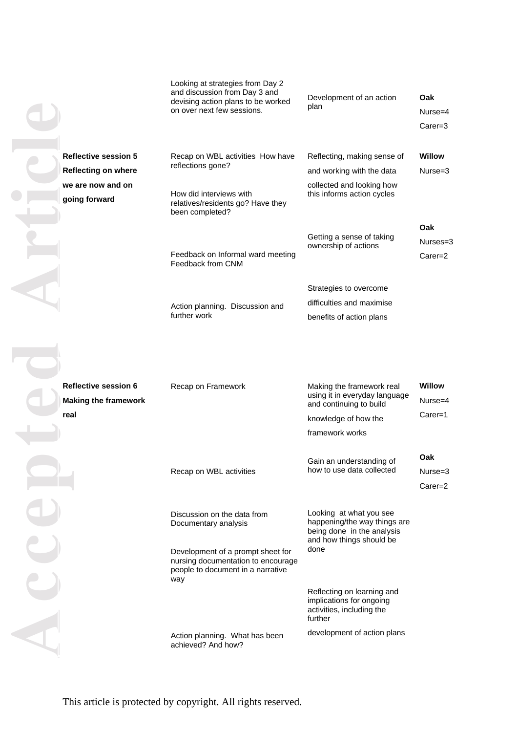| | | | |
|---|---|---|---|
| | Looking at strategies from Day 2 and discussion from Day 3 and devising action plans to be worked on over next few sessions. | Development of an action plan | **Oak** Nurse=4 Carer=3 |
| **Reflective session 5 Reflecting on where we are now and on going forward** | Recap on WBL activities How have reflections gone?<br><br>How did interviews with relatives/residents go? Have they been completed? | Reflecting, making sense of and working with the data collected and looking how this informs action cycles | **Willow** Nurse=3 |
| | Feedback on Informal ward meeting Feedback from CNM | Getting a sense of taking ownership of actions | **Oak** Nurses=3 Carer=2 |
| | Action planning. Discussion and further work | Strategies to overcome difficulties and maximise benefits of action plans | |
| **Reflective session 6 Making the framework real** | Recap on Framework | Making the framework real using it in everyday language and continuing to build knowledge of how the framework works | **Willow** Nurse=4 Carer=1 |
| | Recap on WBL activities | Gain an understanding of how to use data collected | **Oak** Nurse=3 Carer=2 |
| | Discussion on the data from Documentary analysis<br><br>Development of a prompt sheet for nursing documentation to encourage people to document in a narrative way | Looking at what you see happening/the way things are being done in the analysis and how things should be done | |
| | Action planning. What has been achieved? And how? | Reflecting on learning and implications for ongoing activities, including the further development of action plans | |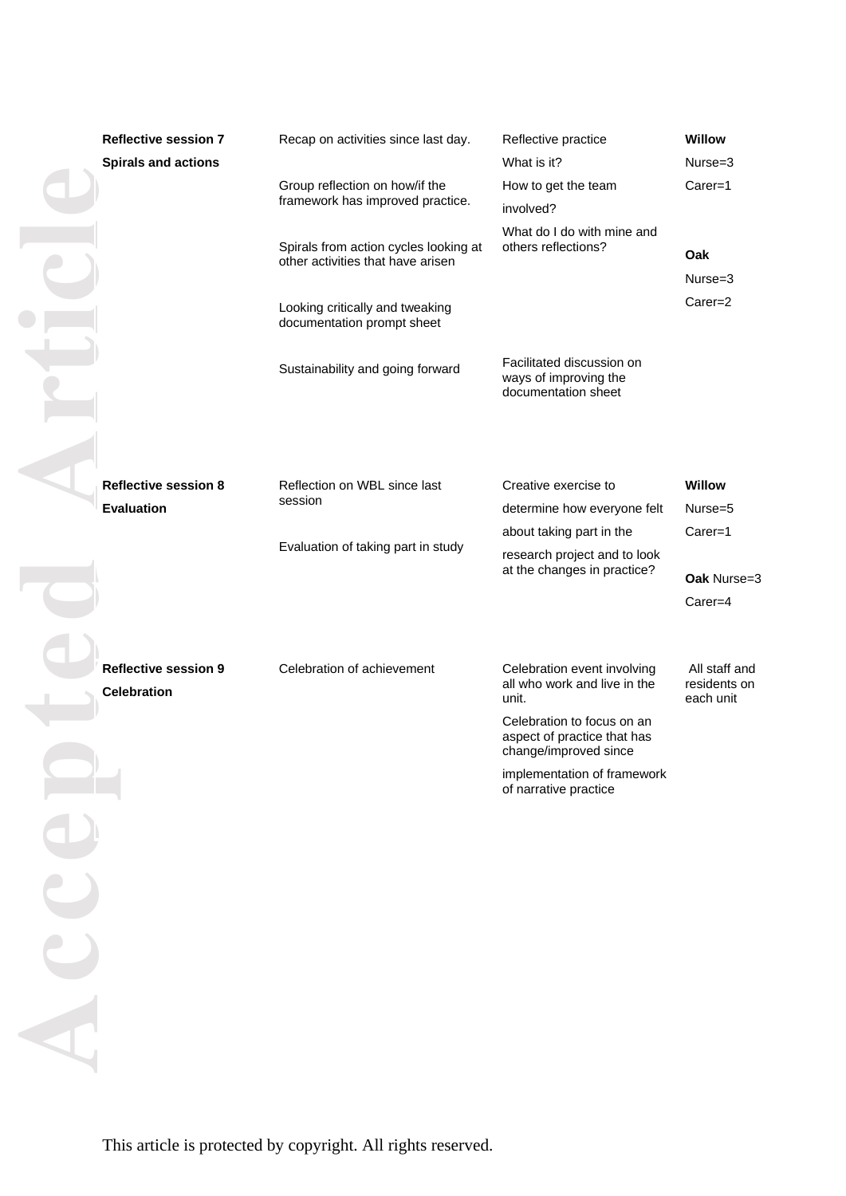| | | | |
|---|---|---|---|
| **Reflective session 7**<br>**Spirals and actions** | Recap on activities since last day.<br><br>Group reflection on how/if the framework has improved practice.<br><br>Spirals from action cycles looking at other activities that have arisen<br><br>Looking critically and tweaking documentation prompt sheet<br><br>Sustainability and going forward | Reflective practice<br>What is it?<br>How to get the team involved?<br>What do I do with mine and others reflections?<br><br>Facilitated discussion on ways of improving the documentation sheet | **Willow**<br>Nurse=3<br>Carer=1<br><br>**Oak**<br>Nurse=3<br>Carer=2 |
| **Reflective session 8**<br>**Evaluation** | Reflection on WBL since last session<br><br>Evaluation of taking part in study | Creative exercise to determine how everyone felt about taking part in the research project and to look at the changes in practice? | **Willow**<br>Nurse=5<br>Carer=1<br><br>**Oak** Nurse=3<br>Carer=4 |
| **Reflective session 9**<br>**Celebration** | Celebration of achievement | Celebration event involving all who work and live in the unit.<br>Celebration to focus on an aspect of practice that has change/improved since implementation of framework of narrative practice | All staff and residents on each unit |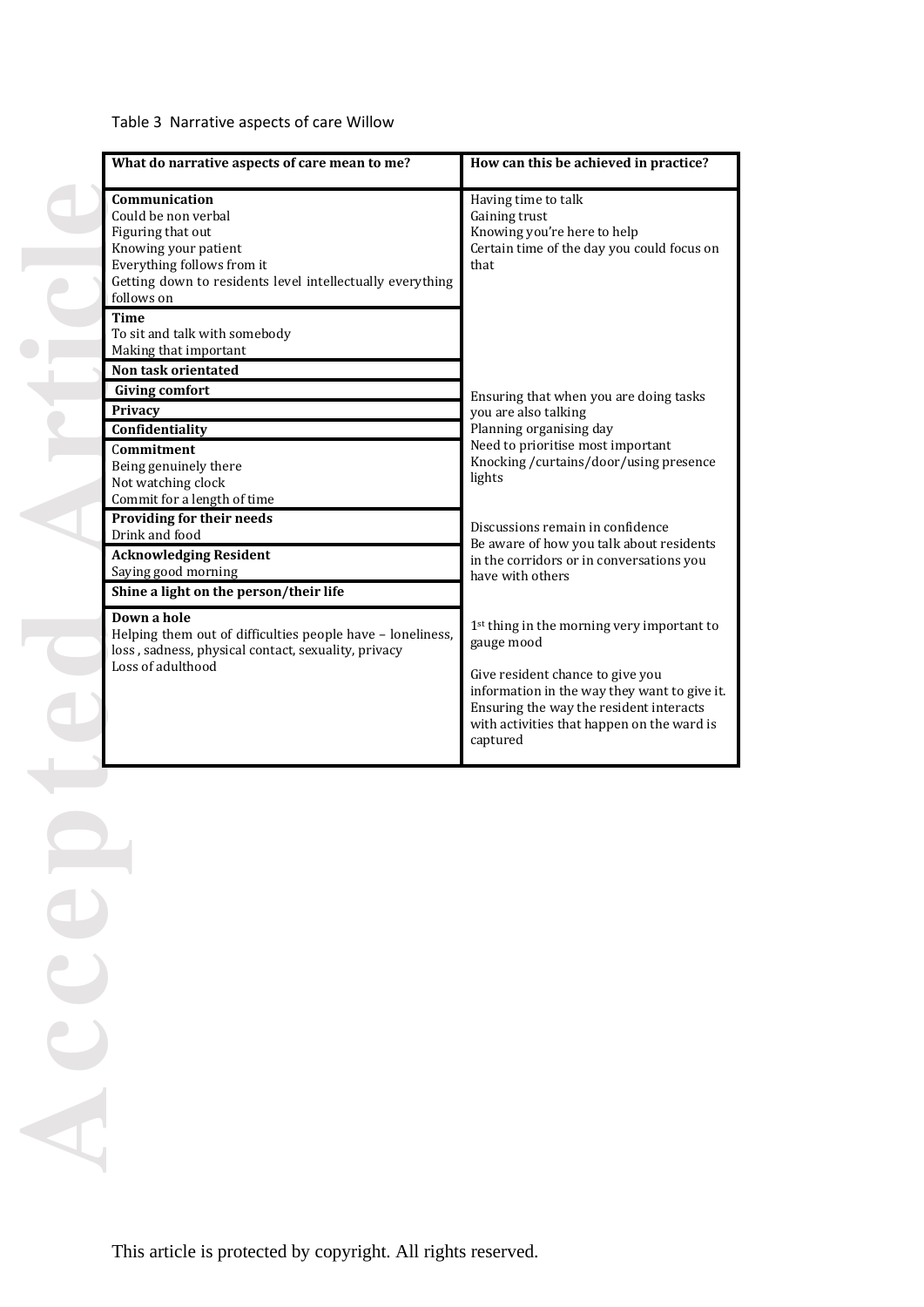Table 3 Narrative aspects of care Willow

| What do narrative aspects of care mean to me? | How can this be achieved in practice? |
|---|---|
| **Communication**<br>Could be non verbal<br>Figuring that out<br>Knowing your patient<br>Everything follows from it<br>Getting down to residents level intellectually everything follows on<br>**Time**<br>To sit and talk with somebody<br>Making that important<br>**Non task orientated**<br>**Giving comfort**<br>**Privacy**<br>**Confidentiality**<br>**Commitment**<br>Being genuinely there<br>Not watching clock<br>Commit for a length of time<br>**Providing for their needs**<br>Drink and food<br>**Acknowledging Resident**<br>Saying good morning<br>**Shine a light on the person/their life**<br>**Down a hole**<br>Helping them out of difficulties people have – loneliness, loss , sadness, physical contact, sexuality, privacy<br>Loss of adulthood | Having time to talk<br>Gaining trust<br>Knowing you're here to help<br>Certain time of the day you could focus on that<br><br>Ensuring that when you are doing tasks you are also talking<br>Planning organising day<br>Need to prioritise most important<br>Knocking /curtains/door/using presence lights<br><br>Discussions remain in confidence<br>Be aware of how you talk about residents in the corridors or in conversations you have with others<br><br>1st thing in the morning very important to gauge mood<br><br>Give resident chance to give you information in the way they want to give it.<br>Ensuring the way the resident interacts with activities that happen on the ward is captured |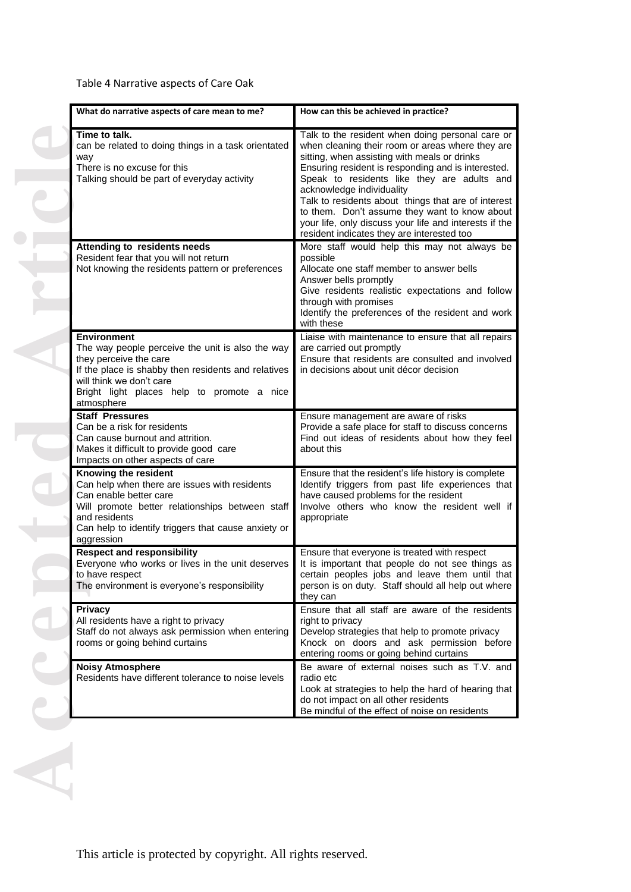Table 4 Narrative aspects of Care Oak

| What do narrative aspects of care mean to me? | How can this be achieved in practice? |
|---|---|
| **Time to talk.**<br>can be related to doing things in a task orientated way<br>There is no excuse for this<br>Talking should be part of everyday activity | Talk to the resident when doing personal care or when cleaning their room or areas where they are sitting, when assisting with meals or drinks<br>Ensuring resident is responding and is interested.<br>Speak to residents like they are adults and acknowledge individuality<br>Talk to residents about things that are of interest to them. Don't assume they want to know about your life, only discuss your life and interests if the resident indicates they are interested too |
| **Attending to residents needs**<br>Resident fear that you will not return<br>Not knowing the residents pattern or preferences | More staff would help this may not always be possible<br>Allocate one staff member to answer bells<br>Answer bells promptly<br>Give residents realistic expectations and follow through with promises<br>Identify the preferences of the resident and work with these |
| **Environment**<br>The way people perceive the unit is also the way they perceive the care<br>If the place is shabby then residents and relatives will think we don't care<br>Bright light places help to promote a nice atmosphere | Liaise with maintenance to ensure that all repairs are carried out promptly<br>Ensure that residents are consulted and involved in decisions about unit décor decision |
| **Staff Pressures**<br>Can be a risk for residents<br>Can cause burnout and attrition.<br>Makes it difficult to provide good care<br>Impacts on other aspects of care | Ensure management are aware of risks<br>Provide a safe place for staff to discuss concerns<br>Find out ideas of residents about how they feel about this |
| **Knowing the resident**<br>Can help when there are issues with residents<br>Can enable better care<br>Will promote better relationships between staff and residents<br>Can help to identify triggers that cause anxiety or aggression | Ensure that the resident's life history is complete<br>Identify triggers from past life experiences that have caused problems for the resident<br>Involve others who know the resident well if appropriate |
| **Respect and responsibility**<br>Everyone who works or lives in the unit deserves to have respect<br>The environment is everyone's responsibility | Ensure that everyone is treated with respect<br>It is important that people do not see things as certain peoples jobs and leave them until that person is on duty. Staff should all help out where they can |
| **Privacy**<br>All residents have a right to privacy<br>Staff do not always ask permission when entering rooms or going behind curtains | Ensure that all staff are aware of the residents right to privacy<br>Develop strategies that help to promote privacy<br>Knock on doors and ask permission before entering rooms or going behind curtains |
| **Noisy Atmosphere**<br>Residents have different tolerance to noise levels | Be aware of external noises such as T.V. and radio etc<br>Look at strategies to help the hard of hearing that do not impact on all other residents<br>Be mindful of the effect of noise on residents |